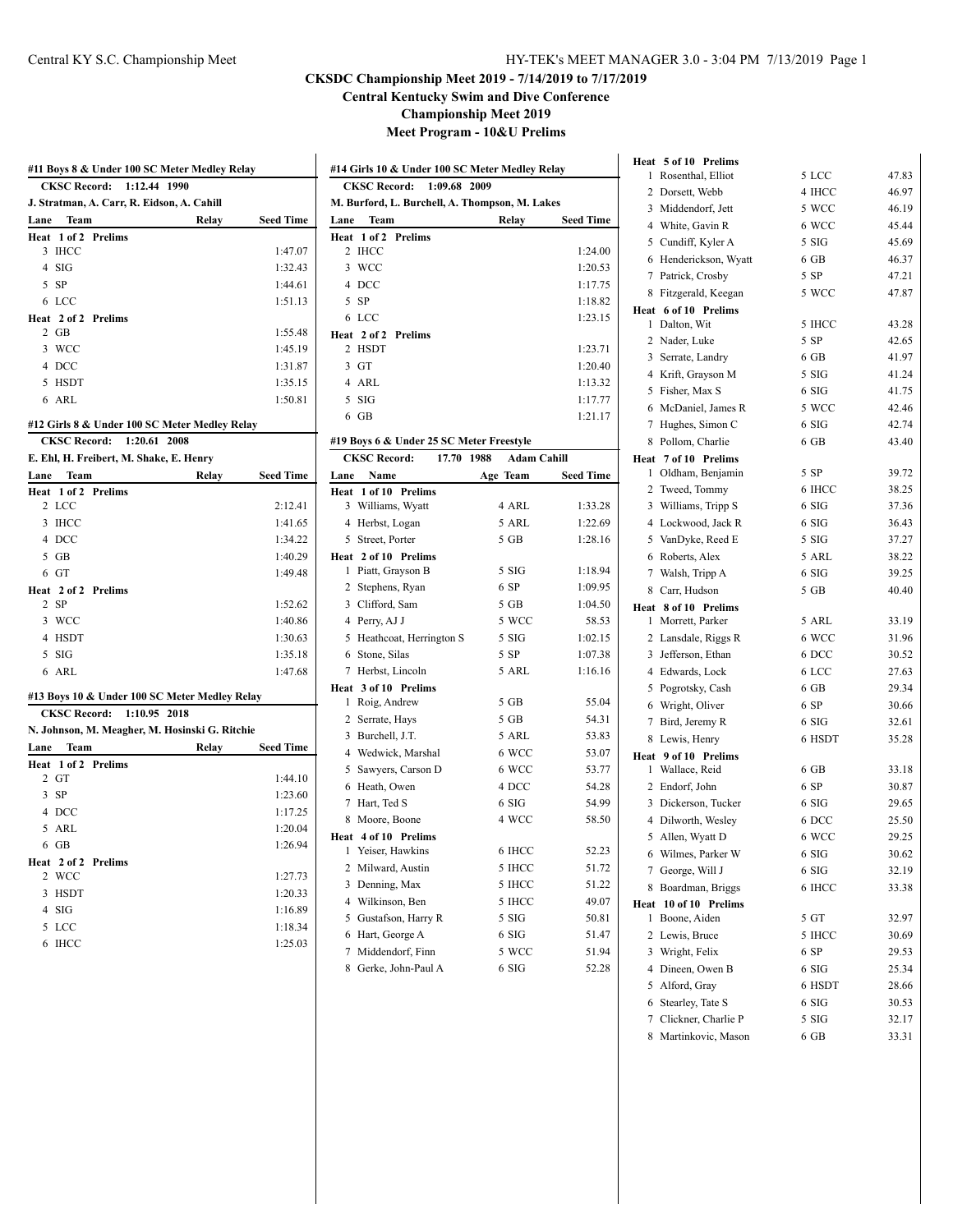# CKSDC Championship Meet 2019 - 7/14/2019 to 7/17/2019

## Central Kentucky Swim and Dive Conference

## Championship Meet 2019

## Meet Program - 10&U Prelims

### #11 Boys 8 & Under 100 SC Meter Medley Relay

**CKSC Record: 1:12.44 1990**

**J. Stratman, A. Carr, R. Eidson, A. Cahill**

| Lane | Team | Relay | Seed Time |
|---|---|---|---|
| **Heat 1 of 2 Prelims** | | | |
| 3 | IHCC | | 1:47.07 |
| 4 | SIG | | 1:32.43 |
| 5 | SP | | 1:44.61 |
| 6 | LCC | | 1:51.13 |
| **Heat 2 of 2 Prelims** | | | |
| 2 | GB | | 1:55.48 |
| 3 | WCC | | 1:45.19 |
| 4 | DCC | | 1:31.87 |
| 5 | HSDT | | 1:35.15 |
| 6 | ARL | | 1:50.81 |

### #12 Girls 8 & Under 100 SC Meter Medley Relay

**CKSC Record: 1:20.61 2008**

**E. Ehl, H. Freibert, M. Shake, E. Henry**

| Lane | Team | Relay | Seed Time |
|---|---|---|---|
| **Heat 1 of 2 Prelims** | | | |
| 2 | LCC | | 2:12.41 |
| 3 | IHCC | | 1:41.65 |
| 4 | DCC | | 1:34.22 |
| 5 | GB | | 1:40.29 |
| 6 | GT | | 1:49.48 |
| **Heat 2 of 2 Prelims** | | | |
| 2 | SP | | 1:52.62 |
| 3 | WCC | | 1:40.86 |
| 4 | HSDT | | 1:30.63 |
| 5 | SIG | | 1:35.18 |
| 6 | ARL | | 1:47.68 |

### #13 Boys 10 & Under 100 SC Meter Medley Relay

**CKSC Record: 1:10.95 2018**

**N. Johnson, M. Meagher, M. Hosinski G. Ritchie**

| Lane | Team | Relay | Seed Time |
|---|---|---|---|
| **Heat 1 of 2 Prelims** | | | |
| 2 | GT | | 1:44.10 |
| 3 | SP | | 1:23.60 |
| 4 | DCC | | 1:17.25 |
| 5 | ARL | | 1:20.04 |
| 6 | GB | | 1:26.94 |
| **Heat 2 of 2 Prelims** | | | |
| 2 | WCC | | 1:27.73 |
| 3 | HSDT | | 1:20.33 |
| 4 | SIG | | 1:16.89 |
| 5 | LCC | | 1:18.34 |
| 6 | IHCC | | 1:25.03 |

### #14 Girls 10 & Under 100 SC Meter Medley Relay

**CKSC Record: 1:09.68 2009**

**M. Burford, L. Burchell, A. Thompson, M. Lakes**

| Lane | Team | Relay | Seed Time |
|---|---|---|---|
| **Heat 1 of 2 Prelims** | | | |
| 2 | IHCC | | 1:24.00 |
| 3 | WCC | | 1:20.53 |
| 4 | DCC | | 1:17.75 |
| 5 | SP | | 1:18.82 |
| 6 | LCC | | 1:23.15 |
| **Heat 2 of 2 Prelims** | | | |
| 2 | HSDT | | 1:23.71 |
| 3 | GT | | 1:20.40 |
| 4 | ARL | | 1:13.32 |
| 5 | SIG | | 1:17.77 |
| 6 | GB | | 1:21.17 |

### #19 Boys 6 & Under 25 SC Meter Freestyle

**CKSC Record: 17.70 1988 Adam Cahill**

| Lane | Name | Age | Team | Seed Time |
|---|---|---|---|---|
| **Heat 1 of 10 Prelims** | | | | |
| 3 | Williams, Wyatt | 4 | ARL | 1:33.28 |
| 4 | Herbst, Logan | 5 | ARL | 1:22.69 |
| 5 | Street, Porter | 5 | GB | 1:28.16 |
| **Heat 2 of 10 Prelims** | | | | |
| 1 | Piatt, Grayson B | 5 | SIG | 1:18.94 |
| 2 | Stephens, Ryan | 6 | SP | 1:09.95 |
| 3 | Clifford, Sam | 5 | GB | 1:04.50 |
| 4 | Perry, AJ J | 5 | WCC | 58.53 |
| 5 | Heathcoat, Herrington S | 5 | SIG | 1:02.15 |
| 6 | Stone, Silas | 5 | SP | 1:07.38 |
| 7 | Herbst, Lincoln | 5 | ARL | 1:16.16 |
| **Heat 3 of 10 Prelims** | | | | |
| 1 | Roig, Andrew | 5 | GB | 55.04 |
| 2 | Serrate, Hays | 5 | GB | 54.31 |
| 3 | Burchell, J.T. | 5 | ARL | 53.83 |
| 4 | Wedwick, Marshal | 6 | WCC | 53.07 |
| 5 | Sawyers, Carson D | 6 | WCC | 53.77 |
| 6 | Heath, Owen | 4 | DCC | 54.28 |
| 7 | Hart, Ted S | 6 | SIG | 54.99 |
| 8 | Moore, Boone | 4 | WCC | 58.50 |
| **Heat 4 of 10 Prelims** | | | | |
| 1 | Yeiser, Hawkins | 6 | IHCC | 52.23 |
| 2 | Milward, Austin | 5 | IHCC | 51.72 |
| 3 | Denning, Max | 5 | IHCC | 51.22 |
| 4 | Wilkinson, Ben | 5 | IHCC | 49.07 |
| 5 | Gustafson, Harry R | 5 | SIG | 50.81 |
| 6 | Hart, George A | 6 | SIG | 51.47 |
| 7 | Middendorf, Finn | 5 | WCC | 51.94 |
| 8 | Gerke, John-Paul A | 6 | SIG | 52.28 |
| **Heat 5 of 10 Prelims** | | | | |
| 1 | Rosenthal, Elliot | 5 | LCC | 47.83 |
| 2 | Dorsett, Webb | 4 | IHCC | 46.97 |
| 3 | Middendorf, Jett | 5 | WCC | 46.19 |
| 4 | White, Gavin R | 6 | WCC | 45.44 |
| 5 | Cundiff, Kyler A | 5 | SIG | 45.69 |
| 6 | Henderickson, Wyatt | 6 | GB | 46.37 |
| 7 | Patrick, Crosby | 5 | SP | 47.21 |
| 8 | Fitzgerald, Keegan | 5 | WCC | 47.87 |
| **Heat 6 of 10 Prelims** | | | | |
| 1 | Dalton, Wit | 5 | IHCC | 43.28 |
| 2 | Nader, Luke | 5 | SP | 42.65 |
| 3 | Serrate, Landry | 6 | GB | 41.97 |
| 4 | Krift, Grayson M | 5 | SIG | 41.24 |
| 5 | Fisher, Max S | 6 | SIG | 41.75 |
| 6 | McDaniel, James R | 5 | WCC | 42.46 |
| 7 | Hughes, Simon C | 6 | SIG | 42.74 |
| 8 | Pollom, Charlie | 6 | GB | 43.40 |
| **Heat 7 of 10 Prelims** | | | | |
| 1 | Oldham, Benjamin | 5 | SP | 39.72 |
| 2 | Tweed, Tommy | 6 | IHCC | 38.25 |
| 3 | Williams, Tripp S | 6 | SIG | 37.36 |
| 4 | Lockwood, Jack R | 6 | SIG | 36.43 |
| 5 | VanDyke, Reed E | 5 | SIG | 37.27 |
| 6 | Roberts, Alex | 5 | ARL | 38.22 |
| 7 | Walsh, Tripp A | 6 | SIG | 39.25 |
| 8 | Carr, Hudson | 5 | GB | 40.40 |
| **Heat 8 of 10 Prelims** | | | | |
| 1 | Morrett, Parker | 5 | ARL | 33.19 |
| 2 | Lansdale, Riggs R | 6 | WCC | 31.96 |
| 3 | Jefferson, Ethan | 6 | DCC | 30.52 |
| 4 | Edwards, Lock | 6 | LCC | 27.63 |
| 5 | Pogrotsky, Cash | 6 | GB | 29.34 |
| 6 | Wright, Oliver | 6 | SP | 30.66 |
| 7 | Bird, Jeremy R | 6 | SIG | 32.61 |
| 8 | Lewis, Henry | 6 | HSDT | 35.28 |
| **Heat 9 of 10 Prelims** | | | | |
| 1 | Wallace, Reid | 6 | GB | 33.18 |
| 2 | Endorf, John | 6 | SP | 30.87 |
| 3 | Dickerson, Tucker | 6 | SIG | 29.65 |
| 4 | Dilworth, Wesley | 6 | DCC | 25.50 |
| 5 | Allen, Wyatt D | 6 | WCC | 29.25 |
| 6 | Wilmes, Parker W | 6 | SIG | 30.62 |
| 7 | George, Will J | 6 | SIG | 32.19 |
| 8 | Boardman, Briggs | 6 | IHCC | 33.38 |
| **Heat 10 of 10 Prelims** | | | | |
| 1 | Boone, Aiden | 5 | GT | 32.97 |
| 2 | Lewis, Bruce | 5 | IHCC | 30.69 |
| 3 | Wright, Felix | 6 | SP | 29.53 |
| 4 | Dineen, Owen B | 6 | SIG | 25.34 |
| 5 | Alford, Gray | 6 | HSDT | 28.66 |
| 6 | Stearley, Tate S | 6 | SIG | 30.53 |
| 7 | Clickner, Charlie P | 5 | SIG | 32.17 |
| 8 | Martinkovic, Mason | 6 | GB | 33.31 |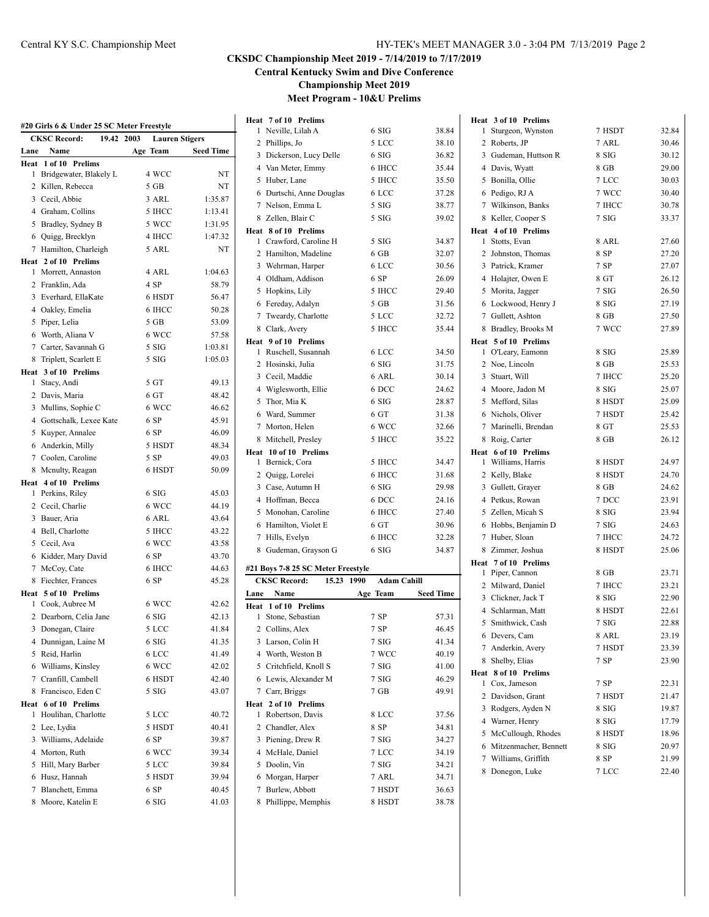# CKSDC Championship Meet 2019 - 7/14/2019 to 7/17/2019

**Central Kentucky Swim and Dive Conference**

**Championship Meet 2019**

**Meet Program - 10&U Prelims**

## #20 Girls 6 & Under 25 SC Meter Freestyle

CKSC Record: 19.42 2003 Lauren Stigers

| Lane | Name | Age | Team | Seed Time |
|---|---|---|---|---|
| **Heat 1 of 10 Prelims** | | | | |
| 1 | Bridgewater, Blakely L | 4 | WCC | NT |
| 2 | Killen, Rebecca | 5 | GB | NT |
| 3 | Cecil, Abbie | 3 | ARL | 1:35.87 |
| 4 | Graham, Collins | 5 | IHCC | 1:13.41 |
| 5 | Bradley, Sydney B | 5 | WCC | 1:31.95 |
| 6 | Quigg, Brecklyn | 4 | IHCC | 1:47.32 |
| 7 | Hamilton, Charleigh | 5 | ARL | NT |
| **Heat 2 of 10 Prelims** | | | | |
| 1 | Morrett, Annaston | 4 | ARL | 1:04.63 |
| 2 | Franklin, Ada | 4 | SP | 58.79 |
| 3 | Everhard, EllaKate | 6 | HSDT | 56.47 |
| 4 | Oakley, Emelia | 6 | IHCC | 50.28 |
| 5 | Piper, Lelia | 5 | GB | 53.09 |
| 6 | Worth, Aliana V | 6 | WCC | 57.58 |
| 7 | Carter, Savannah G | 5 | SIG | 1:03.81 |
| 8 | Triplett, Scarlett E | 5 | SIG | 1:05.03 |
| **Heat 3 of 10 Prelims** | | | | |
| 1 | Stacy, Andi | 5 | GT | 49.13 |
| 2 | Davis, Maria | 6 | GT | 48.42 |
| 3 | Mullins, Sophie C | 6 | WCC | 46.62 |
| 4 | Gottschalk, Lexee Kate | 6 | SP | 45.91 |
| 5 | Kuyper, Annalee | 6 | SP | 46.09 |
| 6 | Anderkin, Milly | 5 | HSDT | 48.34 |
| 7 | Coolen, Caroline | 5 | SP | 49.03 |
| 8 | Mcnulty, Reagan | 6 | HSDT | 50.09 |
| **Heat 4 of 10 Prelims** | | | | |
| 1 | Perkins, Riley | 6 | SIG | 45.03 |
| 2 | Cecil, Charlie | 6 | WCC | 44.19 |
| 3 | Bauer, Aria | 6 | ARL | 43.64 |
| 4 | Bell, Charlotte | 5 | IHCC | 43.22 |
| 5 | Cecil, Ava | 6 | WCC | 43.58 |
| 6 | Kidder, Mary David | 6 | SP | 43.70 |
| 7 | McCoy, Cate | 6 | IHCC | 44.63 |
| 8 | Fiechter, Frances | 6 | SP | 45.28 |
| **Heat 5 of 10 Prelims** | | | | |
| 1 | Cook, Aubree M | 6 | WCC | 42.62 |
| 2 | Dearborn, Celia Jane | 6 | SIG | 42.13 |
| 3 | Donegan, Claire | 5 | LCC | 41.84 |
| 4 | Dunnigan, Laine M | 6 | SIG | 41.35 |
| 5 | Reid, Harlin | 6 | LCC | 41.49 |
| 6 | Williams, Kinsley | 6 | WCC | 42.02 |
| 7 | Cranfill, Cambell | 6 | HSDT | 42.40 |
| 8 | Francisco, Eden C | 5 | SIG | 43.07 |
| **Heat 6 of 10 Prelims** | | | | |
| 1 | Houlihan, Charlotte | 5 | LCC | 40.72 |
| 2 | Lee, Lydia | 5 | HSDT | 40.41 |
| 3 | Williams, Adelaide | 6 | SP | 39.87 |
| 4 | Morton, Ruth | 6 | WCC | 39.34 |
| 5 | Hill, Mary Barber | 5 | LCC | 39.84 |
| 6 | Husz, Hannah | 5 | HSDT | 39.94 |
| 7 | Blanchett, Emma | 6 | SP | 40.45 |
| 8 | Moore, Katelin E | 6 | SIG | 41.03 |
| **Heat 7 of 10 Prelims** | | | | |
| 1 | Neville, Lilah A | 6 | SIG | 38.84 |
| 2 | Phillips, Jo | 5 | LCC | 38.10 |
| 3 | Dickerson, Lucy Delle | 6 | SIG | 36.82 |
| 4 | Van Meter, Emmy | 6 | IHCC | 35.44 |
| 5 | Huber, Lane | 5 | IHCC | 35.50 |
| 6 | Durtschi, Anne Douglas | 6 | LCC | 37.28 |
| 7 | Nelson, Emma L | 5 | SIG | 38.77 |
| 8 | Zellen, Blair C | 5 | SIG | 39.02 |
| **Heat 8 of 10 Prelims** | | | | |
| 1 | Crawford, Caroline H | 5 | SIG | 34.87 |
| 2 | Hamilton, Madeline | 6 | GB | 32.07 |
| 3 | Wehrman, Harper | 6 | LCC | 30.56 |
| 4 | Oldham, Addison | 6 | SP | 26.09 |
| 5 | Hopkins, Lily | 5 | IHCC | 29.40 |
| 6 | Fereday, Adalyn | 5 | GB | 31.56 |
| 7 | Tweardy, Charlotte | 5 | LCC | 32.72 |
| 8 | Clark, Avery | 5 | IHCC | 35.44 |
| **Heat 9 of 10 Prelims** | | | | |
| 1 | Ruschell, Susannah | 6 | LCC | 34.50 |
| 2 | Hosinski, Julia | 6 | SIG | 31.75 |
| 3 | Cecil, Maddie | 6 | ARL | 30.14 |
| 4 | Wiglesworth, Ellie | 6 | DCC | 24.62 |
| 5 | Thor, Mia K | 6 | SIG | 28.87 |
| 6 | Ward, Summer | 6 | GT | 31.38 |
| 7 | Morton, Helen | 6 | WCC | 32.66 |
| 8 | Mitchell, Presley | 5 | IHCC | 35.22 |
| **Heat 10 of 10 Prelims** | | | | |
| 1 | Bernick, Cora | 5 | IHCC | 34.47 |
| 2 | Quigg, Lorelei | 6 | IHCC | 31.68 |
| 3 | Case, Autumn H | 6 | SIG | 29.98 |
| 4 | Hoffman, Becca | 6 | DCC | 24.16 |
| 5 | Monohan, Caroline | 6 | IHCC | 27.40 |
| 6 | Hamilton, Violet E | 6 | GT | 30.96 |
| 7 | Hills, Evelyn | 6 | IHCC | 32.28 |
| 8 | Gudeman, Grayson G | 6 | SIG | 34.87 |

## #21 Boys 7-8 25 SC Meter Freestyle

CKSC Record: 15.23 1990 Adam Cahill

| Lane | Name | Age | Team | Seed Time |
|---|---|---|---|---|
| **Heat 1 of 10 Prelims** | | | | |
| 1 | Stone, Sebastian | 7 | SP | 57.31 |
| 2 | Collins, Alex | 7 | SP | 46.45 |
| 3 | Larson, Colin H | 7 | SIG | 41.34 |
| 4 | Worth, Weston B | 7 | WCC | 40.19 |
| 5 | Critchfield, Knoll S | 7 | SIG | 41.00 |
| 6 | Lewis, Alexander M | 7 | SIG | 46.29 |
| 7 | Carr, Briggs | 7 | GB | 49.91 |
| **Heat 2 of 10 Prelims** | | | | |
| 1 | Robertson, Davis | 8 | LCC | 37.56 |
| 2 | Chandler, Alex | 8 | SP | 34.81 |
| 3 | Piening, Drew R | 7 | SIG | 34.27 |
| 4 | McHale, Daniel | 7 | LCC | 34.19 |
| 5 | Doolin, Vin | 7 | SIG | 34.21 |
| 6 | Morgan, Harper | 7 | ARL | 34.71 |
| 7 | Burlew, Abbott | 7 | HSDT | 36.63 |
| 8 | Phillippe, Memphis | 8 | HSDT | 38.78 |
| **Heat 3 of 10 Prelims** | | | | |
| 1 | Sturgeon, Wynston | 7 | HSDT | 32.84 |
| 2 | Roberts, JP | 7 | ARL | 30.46 |
| 3 | Gudeman, Huttson R | 8 | SIG | 30.12 |
| 4 | Davis, Wyatt | 8 | GB | 29.00 |
| 5 | Bonilla, Ollie | 7 | LCC | 30.03 |
| 6 | Pedigo, RJ A | 7 | WCC | 30.40 |
| 7 | Wilkinson, Banks | 7 | IHCC | 30.78 |
| 8 | Keller, Cooper S | 7 | SIG | 33.37 |
| **Heat 4 of 10 Prelims** | | | | |
| 1 | Stotts, Evan | 8 | ARL | 27.60 |
| 2 | Johnston, Thomas | 8 | SP | 27.20 |
| 3 | Patrick, Kramer | 7 | SP | 27.07 |
| 4 | Holajter, Owen E | 8 | GT | 26.12 |
| 5 | Morita, Jagger | 7 | SIG | 26.50 |
| 6 | Lockwood, Henry J | 8 | SIG | 27.19 |
| 7 | Gullett, Ashton | 8 | GB | 27.50 |
| 8 | Bradley, Brooks M | 7 | WCC | 27.89 |
| **Heat 5 of 10 Prelims** | | | | |
| 1 | O'Leary, Eamonn | 8 | SIG | 25.89 |
| 2 | Noe, Lincoln | 8 | GB | 25.53 |
| 3 | Stuart, Will | 7 | IHCC | 25.20 |
| 4 | Moore, Jadon M | 8 | SIG | 25.07 |
| 5 | Mefford, Silas | 8 | HSDT | 25.09 |
| 6 | Nichols, Oliver | 7 | HSDT | 25.42 |
| 7 | Marinelli, Brendan | 8 | GT | 25.53 |
| 8 | Roig, Carter | 8 | GB | 26.12 |
| **Heat 6 of 10 Prelims** | | | | |
| 1 | Williams, Harris | 8 | HSDT | 24.97 |
| 2 | Kelly, Blake | 8 | HSDT | 24.70 |
| 3 | Gullett, Grayer | 8 | GB | 24.62 |
| 4 | Petkus, Rowan | 7 | DCC | 23.91 |
| 5 | Zellen, Micah S | 8 | SIG | 23.94 |
| 6 | Hobbs, Benjamin D | 7 | SIG | 24.63 |
| 7 | Huber, Sloan | 7 | IHCC | 24.72 |
| 8 | Zimmer, Joshua | 8 | HSDT | 25.06 |
| **Heat 7 of 10 Prelims** | | | | |
| 1 | Piper, Cannon | 8 | GB | 23.71 |
| 2 | Milward, Daniel | 7 | IHCC | 23.21 |
| 3 | Clickner, Jack T | 8 | SIG | 22.90 |
| 4 | Schlarman, Matt | 8 | HSDT | 22.61 |
| 5 | Smithwick, Cash | 7 | SIG | 22.88 |
| 6 | Devers, Cam | 8 | ARL | 23.19 |
| 7 | Anderkin, Avery | 7 | HSDT | 23.39 |
| 8 | Shelby, Elias | 7 | SP | 23.90 |
| **Heat 8 of 10 Prelims** | | | | |
| 1 | Cox, Jameson | 7 | SP | 22.31 |
| 2 | Davidson, Grant | 7 | HSDT | 21.47 |
| 3 | Rodgers, Ayden N | 8 | SIG | 19.87 |
| 4 | Warner, Henry | 8 | SIG | 17.79 |
| 5 | McCullough, Rhodes | 8 | HSDT | 18.96 |
| 6 | Mitzenmacher, Bennett | 8 | SIG | 20.97 |
| 7 | Williams, Griffith | 8 | SP | 21.99 |
| 8 | Donegon, Luke | 7 | LCC | 22.40 |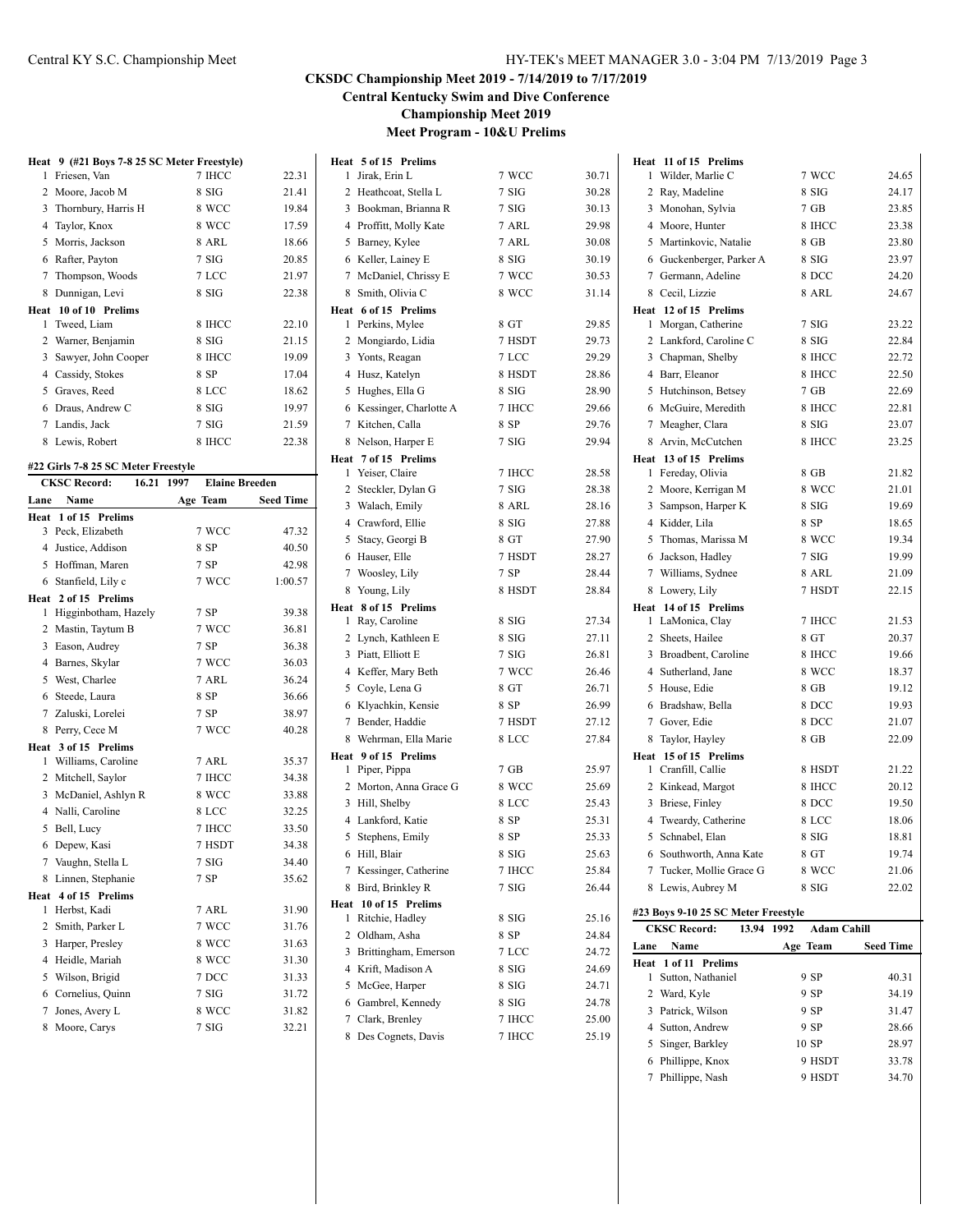# CKSDC Championship Meet 2019 - 7/14/2019 to 7/17/2019

## Central Kentucky Swim and Dive Conference

## Championship Meet 2019

## Meet Program - 10&U Prelims

**Heat 9 (#21 Boys 7-8 25 SC Meter Freestyle)**

| Lane | Name | Age | Team | Seed Time |
|---|---|---|---|---|
| 1 | Friesen, Van | 7 | IHCC | 22.31 |
| 2 | Moore, Jacob M | 8 | SIG | 21.41 |
| 3 | Thornbury, Harris H | 8 | WCC | 19.84 |
| 4 | Taylor, Knox | 8 | WCC | 17.59 |
| 5 | Morris, Jackson | 8 | ARL | 18.66 |
| 6 | Rafter, Payton | 7 | SIG | 20.85 |
| 7 | Thompson, Woods | 7 | LCC | 21.97 |
| 8 | Dunnigan, Levi | 8 | SIG | 22.38 |

**Heat 10 of 10 Prelims**

| Lane | Name | Age | Team | Seed Time |
|---|---|---|---|---|
| 1 | Tweed, Liam | 8 | IHCC | 22.10 |
| 2 | Warner, Benjamin | 8 | SIG | 21.15 |
| 3 | Sawyer, John Cooper | 8 | IHCC | 19.09 |
| 4 | Cassidy, Stokes | 8 | SP | 17.04 |
| 5 | Graves, Reed | 8 | LCC | 18.62 |
| 6 | Draus, Andrew C | 8 | SIG | 19.97 |
| 7 | Landis, Jack | 7 | SIG | 21.59 |
| 8 | Lewis, Robert | 8 | IHCC | 22.38 |

### #22 Girls 7-8 25 SC Meter Freestyle

CKSC Record: 16.21 1997 Elaine Breeden

**Heat 1 of 15 Prelims**

| Lane | Name | Age | Team | Seed Time |
|---|---|---|---|---|
| 3 | Peck, Elizabeth | 7 | WCC | 47.32 |
| 4 | Justice, Addison | 8 | SP | 40.50 |
| 5 | Hoffman, Maren | 7 | SP | 42.98 |
| 6 | Stanfield, Lily c | 7 | WCC | 1:00.57 |

**Heat 2 of 15 Prelims**

| Lane | Name | Age | Team | Seed Time |
|---|---|---|---|---|
| 1 | Higginbotham, Hazely | 7 | SP | 39.38 |
| 2 | Mastin, Taytum B | 7 | WCC | 36.81 |
| 3 | Eason, Audrey | 7 | SP | 36.38 |
| 4 | Barnes, Skylar | 7 | WCC | 36.03 |
| 5 | West, Charlee | 7 | ARL | 36.24 |
| 6 | Steede, Laura | 8 | SP | 36.66 |
| 7 | Zaluski, Lorelei | 7 | SP | 38.97 |
| 8 | Perry, Cece M | 7 | WCC | 40.28 |

**Heat 3 of 15 Prelims**

| Lane | Name | Age | Team | Seed Time |
|---|---|---|---|---|
| 1 | Williams, Caroline | 7 | ARL | 35.37 |
| 2 | Mitchell, Saylor | 7 | IHCC | 34.38 |
| 3 | McDaniel, Ashlyn R | 8 | WCC | 33.88 |
| 4 | Nalli, Caroline | 8 | LCC | 32.25 |
| 5 | Bell, Lucy | 7 | IHCC | 33.50 |
| 6 | Depew, Kasi | 7 | HSDT | 34.38 |
| 7 | Vaughn, Stella L | 7 | SIG | 34.40 |
| 8 | Linnen, Stephanie | 7 | SP | 35.62 |

**Heat 4 of 15 Prelims**

| Lane | Name | Age | Team | Seed Time |
|---|---|---|---|---|
| 1 | Herbst, Kadi | 7 | ARL | 31.90 |
| 2 | Smith, Parker L | 7 | WCC | 31.76 |
| 3 | Harper, Presley | 8 | WCC | 31.63 |
| 4 | Heidle, Mariah | 8 | WCC | 31.30 |
| 5 | Wilson, Brigid | 7 | DCC | 31.33 |
| 6 | Cornelius, Quinn | 7 | SIG | 31.72 |
| 7 | Jones, Avery L | 8 | WCC | 31.82 |
| 8 | Moore, Carys | 7 | SIG | 32.21 |

**Heat 5 of 15 Prelims**

| Lane | Name | Age | Team | Seed Time |
|---|---|---|---|---|
| 1 | Jirak, Erin L | 7 | WCC | 30.71 |
| 2 | Heathcoat, Stella L | 7 | SIG | 30.28 |
| 3 | Bookman, Brianna R | 7 | SIG | 30.13 |
| 4 | Proffitt, Molly Kate | 7 | ARL | 29.98 |
| 5 | Barney, Kylee | 7 | ARL | 30.08 |
| 6 | Keller, Lainey E | 8 | SIG | 30.19 |
| 7 | McDaniel, Chrissy E | 7 | WCC | 30.53 |
| 8 | Smith, Olivia C | 8 | WCC | 31.14 |

**Heat 6 of 15 Prelims**

| Lane | Name | Age | Team | Seed Time |
|---|---|---|---|---|
| 1 | Perkins, Mylee | 8 | GT | 29.85 |
| 2 | Mongiardo, Lidia | 7 | HSDT | 29.73 |
| 3 | Yonts, Reagan | 7 | LCC | 29.29 |
| 4 | Husz, Katelyn | 8 | HSDT | 28.86 |
| 5 | Hughes, Ella G | 8 | SIG | 28.90 |
| 6 | Kessinger, Charlotte A | 7 | IHCC | 29.66 |
| 7 | Kitchen, Calla | 8 | SP | 29.76 |
| 8 | Nelson, Harper E | 7 | SIG | 29.94 |

**Heat 7 of 15 Prelims**

| Lane | Name | Age | Team | Seed Time |
|---|---|---|---|---|
| 1 | Yeiser, Claire | 7 | IHCC | 28.58 |
| 2 | Steckler, Dylan G | 7 | SIG | 28.38 |
| 3 | Walach, Emily | 8 | ARL | 28.16 |
| 4 | Crawford, Ellie | 8 | SIG | 27.88 |
| 5 | Stacy, Georgi B | 8 | GT | 27.90 |
| 6 | Hauser, Elle | 7 | HSDT | 28.27 |
| 7 | Woosley, Lily | 7 | SP | 28.44 |
| 8 | Young, Lily | 8 | HSDT | 28.84 |

**Heat 8 of 15 Prelims**

| Lane | Name | Age | Team | Seed Time |
|---|---|---|---|---|
| 1 | Ray, Caroline | 8 | SIG | 27.34 |
| 2 | Lynch, Kathleen E | 8 | SIG | 27.11 |
| 3 | Piatt, Elliott E | 7 | SIG | 26.81 |
| 4 | Keffer, Mary Beth | 7 | WCC | 26.46 |
| 5 | Coyle, Lena G | 8 | GT | 26.71 |
| 6 | Klyachkin, Kensie | 8 | SP | 26.99 |
| 7 | Bender, Haddie | 7 | HSDT | 27.12 |
| 8 | Wehrman, Ella Marie | 8 | LCC | 27.84 |

**Heat 9 of 15 Prelims**

| Lane | Name | Age | Team | Seed Time |
|---|---|---|---|---|
| 1 | Piper, Pippa | 7 | GB | 25.97 |
| 2 | Morton, Anna Grace G | 8 | WCC | 25.69 |
| 3 | Hill, Shelby | 8 | LCC | 25.43 |
| 4 | Lankford, Katie | 8 | SP | 25.31 |
| 5 | Stephens, Emily | 8 | SP | 25.33 |
| 6 | Hill, Blair | 8 | SIG | 25.63 |
| 7 | Kessinger, Catherine | 7 | IHCC | 25.84 |
| 8 | Bird, Brinkley R | 7 | SIG | 26.44 |

**Heat 10 of 15 Prelims**

| Lane | Name | Age | Team | Seed Time |
|---|---|---|---|---|
| 1 | Ritchie, Hadley | 8 | SIG | 25.16 |
| 2 | Oldham, Asha | 8 | SP | 24.84 |
| 3 | Brittingham, Emerson | 7 | LCC | 24.72 |
| 4 | Krift, Madison A | 8 | SIG | 24.69 |
| 5 | McGee, Harper | 8 | SIG | 24.71 |
| 6 | Gambrel, Kennedy | 8 | SIG | 24.78 |
| 7 | Clark, Brenley | 7 | IHCC | 25.00 |
| 8 | Des Cognets, Davis | 7 | IHCC | 25.19 |

**Heat 11 of 15 Prelims**

| Lane | Name | Age | Team | Seed Time |
|---|---|---|---|---|
| 1 | Wilder, Marlie C | 7 | WCC | 24.65 |
| 2 | Ray, Madeline | 8 | SIG | 24.17 |
| 3 | Monohan, Sylvia | 7 | GB | 23.85 |
| 4 | Moore, Hunter | 8 | IHCC | 23.38 |
| 5 | Martinkovic, Natalie | 8 | GB | 23.80 |
| 6 | Guckenberger, Parker A | 8 | SIG | 23.97 |
| 7 | Germann, Adeline | 8 | DCC | 24.20 |
| 8 | Cecil, Lizzie | 8 | ARL | 24.67 |

**Heat 12 of 15 Prelims**

| Lane | Name | Age | Team | Seed Time |
|---|---|---|---|---|
| 1 | Morgan, Catherine | 7 | SIG | 23.22 |
| 2 | Lankford, Caroline C | 8 | SIG | 22.84 |
| 3 | Chapman, Shelby | 8 | IHCC | 22.72 |
| 4 | Barr, Eleanor | 8 | IHCC | 22.50 |
| 5 | Hutchinson, Betsey | 7 | GB | 22.69 |
| 6 | McGuire, Meredith | 8 | IHCC | 22.81 |
| 7 | Meagher, Clara | 8 | SIG | 23.07 |
| 8 | Arvin, McCutchen | 8 | IHCC | 23.25 |

**Heat 13 of 15 Prelims**

| Lane | Name | Age | Team | Seed Time |
|---|---|---|---|---|
| 1 | Fereday, Olivia | 8 | GB | 21.82 |
| 2 | Moore, Kerrigan M | 8 | WCC | 21.01 |
| 3 | Sampson, Harper K | 8 | SIG | 19.69 |
| 4 | Kidder, Lila | 8 | SP | 18.65 |
| 5 | Thomas, Marissa M | 8 | WCC | 19.34 |
| 6 | Jackson, Hadley | 7 | SIG | 19.99 |
| 7 | Williams, Sydnee | 8 | ARL | 21.09 |
| 8 | Lowery, Lily | 7 | HSDT | 22.15 |

**Heat 14 of 15 Prelims**

| Lane | Name | Age | Team | Seed Time |
|---|---|---|---|---|
| 1 | LaMonica, Clay | 7 | IHCC | 21.53 |
| 2 | Sheets, Hailee | 8 | GT | 20.37 |
| 3 | Broadbent, Caroline | 8 | IHCC | 19.66 |
| 4 | Sutherland, Jane | 8 | WCC | 18.37 |
| 5 | House, Edie | 8 | GB | 19.12 |
| 6 | Bradshaw, Bella | 8 | DCC | 19.93 |
| 7 | Gover, Edie | 8 | DCC | 21.07 |
| 8 | Taylor, Hayley | 8 | GB | 22.09 |

**Heat 15 of 15 Prelims**

| Lane | Name | Age | Team | Seed Time |
|---|---|---|---|---|
| 1 | Cranfill, Callie | 8 | HSDT | 21.22 |
| 2 | Kinkead, Margot | 8 | IHCC | 20.12 |
| 3 | Briese, Finley | 8 | DCC | 19.50 |
| 4 | Tweardy, Catherine | 8 | LCC | 18.06 |
| 5 | Schnabel, Elan | 8 | SIG | 18.81 |
| 6 | Southworth, Anna Kate | 8 | GT | 19.74 |
| 7 | Tucker, Mollie Grace G | 8 | WCC | 21.06 |
| 8 | Lewis, Aubrey M | 8 | SIG | 22.02 |

### #23 Boys 9-10 25 SC Meter Freestyle

CKSC Record: 13.94 1992 Adam Cahill

**Heat 1 of 11 Prelims**

| Lane | Name | Age | Team | Seed Time |
|---|---|---|---|---|
| 1 | Sutton, Nathaniel | 9 | SP | 40.31 |
| 2 | Ward, Kyle | 9 | SP | 34.19 |
| 3 | Patrick, Wilson | 9 | SP | 31.47 |
| 4 | Sutton, Andrew | 9 | SP | 28.66 |
| 5 | Singer, Barkley | 10 | SP | 28.97 |
| 6 | Phillippe, Knox | 9 | HSDT | 33.78 |
| 7 | Phillippe, Nash | 9 | HSDT | 34.70 |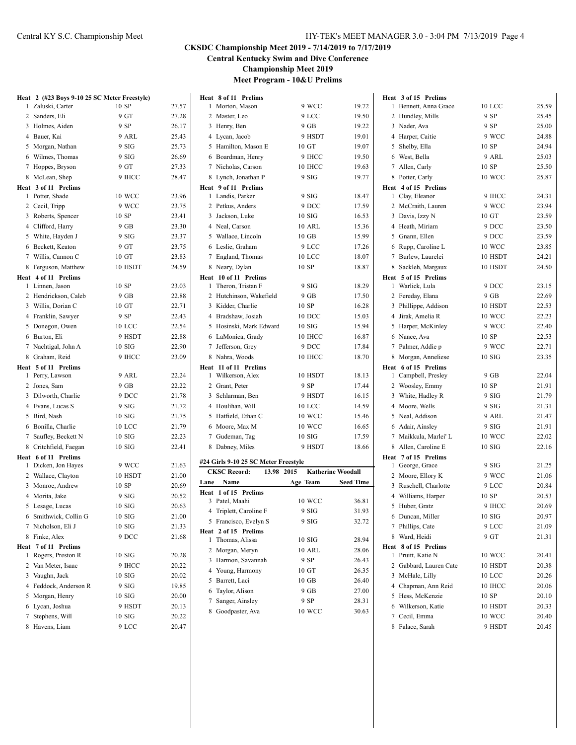## CKSDC Championship Meet 2019 - 7/14/2019 to 7/17/2019
## Central Kentucky Swim and Dive Conference
## Championship Meet 2019
## Meet Program - 10&U Prelims

**Heat 2 (#23 Boys 9-10 25 SC Meter Freestyle)**

| Lane | Name | Age | Team | Seed Time |
|---|---|---|---|---|
| 1 | Zaluski, Carter | 10 | SP | 27.57 |
| 2 | Sanders, Eli | 9 | GT | 27.28 |
| 3 | Holmes, Aiden | 9 | SP | 26.17 |
| 4 | Bauer, Kai | 9 | ARL | 25.43 |
| 5 | Morgan, Nathan | 9 | SIG | 25.73 |
| 6 | Wilmes, Thomas | 9 | SIG | 26.69 |
| 7 | Hoppes, Bryson | 9 | GT | 27.33 |
| 8 | McLean, Shep | 9 | IHCC | 28.47 |

**Heat 3 of 11 Prelims**

| Lane | Name | Age | Team | Seed Time |
|---|---|---|---|---|
| 1 | Potter, Shade | 10 | WCC | 23.96 |
| 2 | Cecil, Tripp | 9 | WCC | 23.75 |
| 3 | Roberts, Spencer | 10 | SP | 23.41 |
| 4 | Clifford, Harry | 9 | GB | 23.30 |
| 5 | White, Hayden J | 9 | SIG | 23.37 |
| 6 | Beckett, Keaton | 9 | GT | 23.75 |
| 7 | Willis, Cannon C | 10 | GT | 23.83 |
| 8 | Ferguson, Matthew | 10 | HSDT | 24.59 |

**Heat 4 of 11 Prelims**

| Lane | Name | Age | Team | Seed Time |
|---|---|---|---|---|
| 1 | Linnen, Jason | 10 | SP | 23.03 |
| 2 | Hendrickson, Caleb | 9 | GB | 22.88 |
| 3 | Willis, Dorian C | 10 | GT | 22.71 |
| 4 | Franklin, Sawyer | 9 | SP | 22.43 |
| 5 | Donegon, Owen | 10 | LCC | 22.54 |
| 6 | Burton, Eli | 9 | HSDT | 22.88 |
| 7 | Nachtigal, John A | 10 | SIG | 22.90 |
| 8 | Graham, Reid | 9 | IHCC | 23.09 |

**Heat 5 of 11 Prelims**

| Lane | Name | Age | Team | Seed Time |
|---|---|---|---|---|
| 1 | Perry, Lawson | 9 | ARL | 22.24 |
| 2 | Jones, Sam | 9 | GB | 22.22 |
| 3 | Dilworth, Charlie | 9 | DCC | 21.78 |
| 4 | Evans, Lucas S | 9 | SIG | 21.72 |
| 5 | Bird, Nash | 10 | SIG | 21.75 |
| 6 | Bonilla, Charlie | 10 | LCC | 21.79 |
| 7 | Saufley, Beckett N | 10 | SIG | 22.23 |
| 8 | Critchfield, Faegan | 10 | SIG | 22.41 |

**Heat 6 of 11 Prelims**

| Lane | Name | Age | Team | Seed Time |
|---|---|---|---|---|
| 1 | Dicken, Jon Hayes | 9 | WCC | 21.63 |
| 2 | Wallace, Clayton | 10 | HSDT | 21.00 |
| 3 | Monroe, Andrew | 10 | SP | 20.69 |
| 4 | Morita, Jake | 9 | SIG | 20.52 |
| 5 | Lesage, Lucas | 10 | SIG | 20.63 |
| 6 | Smithwick, Collin G | 10 | SIG | 21.00 |
| 7 | Nicholson, Eli J | 10 | SIG | 21.33 |
| 8 | Finke, Alex | 9 | DCC | 21.68 |

**Heat 7 of 11 Prelims**

| Lane | Name | Age | Team | Seed Time |
|---|---|---|---|---|
| 1 | Rogers, Preston R | 10 | SIG | 20.28 |
| 2 | Van Meter, Isaac | 9 | IHCC | 20.22 |
| 3 | Vaughn, Jack | 10 | SIG | 20.02 |
| 4 | Feddock, Anderson R | 9 | SIG | 19.85 |
| 5 | Morgan, Henry | 10 | SIG | 20.00 |
| 6 | Lycan, Joshua | 9 | HSDT | 20.13 |
| 7 | Stephens, Will | 10 | SIG | 20.22 |
| 8 | Havens, Liam | 9 | LCC | 20.47 |

**Heat 8 of 11 Prelims**

| Lane | Name | Age | Team | Seed Time |
|---|---|---|---|---|
| 1 | Morton, Mason | 9 | WCC | 19.72 |
| 2 | Master, Leo | 9 | LCC | 19.50 |
| 3 | Henry, Ben | 9 | GB | 19.22 |
| 4 | Lycan, Jacob | 9 | HSDT | 19.01 |
| 5 | Hamilton, Mason E | 10 | GT | 19.07 |
| 6 | Boardman, Henry | 9 | IHCC | 19.50 |
| 7 | Nicholas, Carson | 10 | IHCC | 19.63 |
| 8 | Lynch, Jonathan P | 9 | SIG | 19.77 |

**Heat 9 of 11 Prelims**

| Lane | Name | Age | Team | Seed Time |
|---|---|---|---|---|
| 1 | Landis, Parker | 9 | SIG | 18.47 |
| 2 | Petkus, Anders | 9 | DCC | 17.59 |
| 3 | Jackson, Luke | 10 | SIG | 16.53 |
| 4 | Neal, Carson | 10 | ARL | 15.36 |
| 5 | Wallace, Lincoln | 10 | GB | 15.99 |
| 6 | Leslie, Graham | 9 | LCC | 17.26 |
| 7 | England, Thomas | 10 | LCC | 18.07 |
| 8 | Neary, Dylan | 10 | SP | 18.87 |

**Heat 10 of 11 Prelims**

| Lane | Name | Age | Team | Seed Time |
|---|---|---|---|---|
| 1 | Theron, Tristan F | 9 | SIG | 18.29 |
| 2 | Hutchinson, Wakefield | 9 | GB | 17.50 |
| 3 | Kidder, Charlie | 10 | SP | 16.28 |
| 4 | Bradshaw, Josiah | 10 | DCC | 15.03 |
| 5 | Hosinski, Mark Edward | 10 | SIG | 15.94 |
| 6 | LaMonica, Grady | 10 | IHCC | 16.87 |
| 7 | Jefferson, Grey | 9 | DCC | 17.84 |
| 8 | Nahra, Woods | 10 | IHCC | 18.70 |

**Heat 11 of 11 Prelims**

| Lane | Name | Age | Team | Seed Time |
|---|---|---|---|---|
| 1 | Wilkerson, Alex | 10 | HSDT | 18.13 |
| 2 | Grant, Peter | 9 | SP | 17.44 |
| 3 | Schlarman, Ben | 9 | HSDT | 16.15 |
| 4 | Houlihan, Will | 10 | LCC | 14.59 |
| 5 | Hatfield, Ethan C | 10 | WCC | 15.46 |
| 6 | Moore, Max M | 10 | WCC | 16.65 |
| 7 | Gudeman, Tag | 10 | SIG | 17.59 |
| 8 | Dabney, Miles | 9 | HSDT | 18.66 |

### #24 Girls 9-10 25 SC Meter Freestyle

**CKSC Record: 13.98 2015 Katherine Woodall**

**Heat 1 of 15 Prelims**

| Lane | Name | Age | Team | Seed Time |
|---|---|---|---|---|
| 3 | Patel, Maahi | 10 | WCC | 36.81 |
| 4 | Triplett, Caroline F | 9 | SIG | 31.93 |
| 5 | Francisco, Evelyn S | 9 | SIG | 32.72 |

**Heat 2 of 15 Prelims**

| Lane | Name | Age | Team | Seed Time |
|---|---|---|---|---|
| 1 | Thomas, Alissa | 10 | SIG | 28.94 |
| 2 | Morgan, Meryn | 10 | ARL | 28.06 |
| 3 | Harmon, Savannah | 9 | SP | 26.43 |
| 4 | Young, Harmony | 10 | GT | 26.35 |
| 5 | Barrett, Laci | 10 | GB | 26.40 |
| 6 | Taylor, Alison | 9 | GB | 27.00 |
| 7 | Sanger, Ainsley | 9 | SP | 28.31 |
| 8 | Goodpaster, Ava | 10 | WCC | 30.63 |

**Heat 3 of 15 Prelims**

| Lane | Name | Age | Team | Seed Time |
|---|---|---|---|---|
| 1 | Bennett, Anna Grace | 10 | LCC | 25.59 |
| 2 | Hundley, Mills | 9 | SP | 25.45 |
| 3 | Nader, Ava | 9 | SP | 25.00 |
| 4 | Harper, Caitie | 9 | WCC | 24.88 |
| 5 | Shelby, Ella | 10 | SP | 24.94 |
| 6 | West, Bella | 9 | ARL | 25.03 |
| 7 | Allen, Carly | 10 | SP | 25.50 |
| 8 | Potter, Carly | 10 | WCC | 25.87 |

**Heat 4 of 15 Prelims**

| Lane | Name | Age | Team | Seed Time |
|---|---|---|---|---|
| 1 | Clay, Eleanor | 9 | IHCC | 24.31 |
| 2 | McCraith, Lauren | 9 | WCC | 23.94 |
| 3 | Davis, Izzy N | 10 | GT | 23.59 |
| 4 | Heath, Miriam | 9 | DCC | 23.50 |
| 5 | Gnann, Ellen | 9 | DCC | 23.59 |
| 6 | Rupp, Caroline L | 10 | WCC | 23.85 |
| 7 | Burlew, Laurelei | 10 | HSDT | 24.21 |
| 8 | Sackleh, Margaux | 10 | HSDT | 24.50 |

**Heat 5 of 15 Prelims**

| Lane | Name | Age | Team | Seed Time |
|---|---|---|---|---|
| 1 | Warlick, Lula | 9 | DCC | 23.15 |
| 2 | Fereday, Elana | 9 | GB | 22.69 |
| 3 | Phillippe, Addison | 10 | HSDT | 22.53 |
| 4 | Jirak, Amelia R | 10 | WCC | 22.23 |
| 5 | Harper, McKinley | 9 | WCC | 22.40 |
| 6 | Nance, Ava | 10 | SP | 22.53 |
| 7 | Palmer, Addie p | 9 | WCC | 22.71 |
| 8 | Morgan, Anneliese | 10 | SIG | 23.35 |

**Heat 6 of 15 Prelims**

| Lane | Name | Age | Team | Seed Time |
|---|---|---|---|---|
| 1 | Campbell, Presley | 9 | GB | 22.04 |
| 2 | Woosley, Emmy | 10 | SP | 21.91 |
| 3 | White, Hadley R | 9 | SIG | 21.79 |
| 4 | Moore, Wells | 9 | SIG | 21.31 |
| 5 | Neal, Addison | 9 | ARL | 21.47 |
| 6 | Adair, Ainsley | 9 | SIG | 21.91 |
| 7 | Maikkula, Marlei' L | 10 | WCC | 22.02 |
| 8 | Allen, Caroline E | 10 | SIG | 22.16 |

**Heat 7 of 15 Prelims**

| Lane | Name | Age | Team | Seed Time |
|---|---|---|---|---|
| 1 | George, Grace | 9 | SIG | 21.25 |
| 2 | Moore, Ellory K | 9 | WCC | 21.06 |
| 3 | Ruschell, Charlotte | 9 | LCC | 20.84 |
| 4 | Williams, Harper | 10 | SP | 20.53 |
| 5 | Huber, Gratz | 9 | IHCC | 20.69 |
| 6 | Duncan, Miller | 10 | SIG | 20.97 |
| 7 | Phillips, Cate | 9 | LCC | 21.09 |
| 8 | Ward, Heidi | 9 | GT | 21.31 |

**Heat 8 of 15 Prelims**

| Lane | Name | Age | Team | Seed Time |
|---|---|---|---|---|
| 1 | Pruitt, Katie N | 10 | WCC | 20.41 |
| 2 | Gabbard, Lauren Cate | 10 | HSDT | 20.38 |
| 3 | McHale, Lilly | 10 | LCC | 20.26 |
| 4 | Chapman, Ann Reid | 10 | IHCC | 20.06 |
| 5 | Hess, McKenzie | 10 | SP | 20.10 |
| 6 | Wilkerson, Katie | 10 | HSDT | 20.33 |
| 7 | Cecil, Emma | 10 | WCC | 20.40 |
| 8 | Falace, Sarah | 9 | HSDT | 20.45 |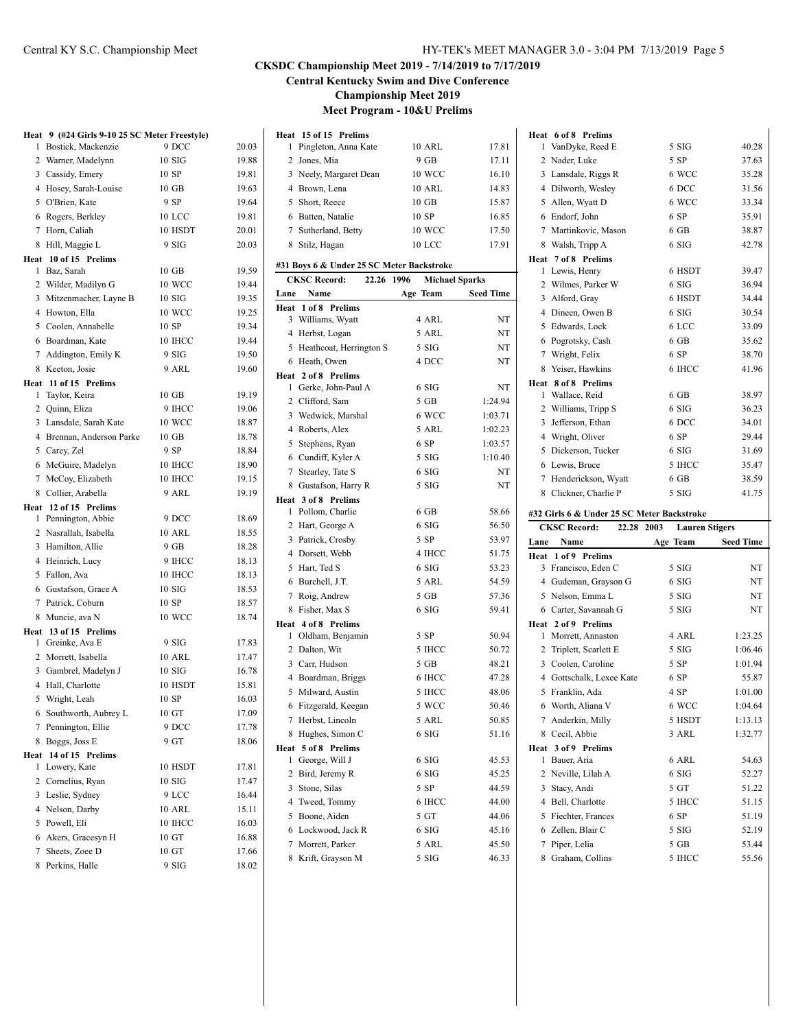## CKSDC Championship Meet 2019 - 7/14/2019 to 7/17/2019
### Central Kentucky Swim and Dive Conference
### Championship Meet 2019
### Meet Program - 10&U Prelims

**Heat 9 (#24 Girls 9-10 25 SC Meter Freestyle)**

| Lane | Name | Age | Team | Seed Time |
|---|---|---|---|---|
| 1 | Bostick, Mackenzie | 9 | DCC | 20.03 |
| 2 | Warner, Madelynn | 10 | SIG | 19.88 |
| 3 | Cassidy, Emery | 10 | SP | 19.81 |
| 4 | Hosey, Sarah-Louise | 10 | GB | 19.63 |
| 5 | O'Brien, Kate | 9 | SP | 19.64 |
| 6 | Rogers, Berkley | 10 | LCC | 19.81 |
| 7 | Horn, Caliah | 10 | HSDT | 20.01 |
| 8 | Hill, Maggie L | 9 | SIG | 20.03 |

**Heat 10 of 15 Prelims**

| Lane | Name | Age | Team | Seed Time |
|---|---|---|---|---|
| 1 | Baz, Sarah | 10 | GB | 19.59 |
| 2 | Wilder, Madilyn G | 10 | WCC | 19.44 |
| 3 | Mitzenmacher, Layne B | 10 | SIG | 19.35 |
| 4 | Howton, Ella | 10 | WCC | 19.25 |
| 5 | Coolen, Annabelle | 10 | SP | 19.34 |
| 6 | Boardman, Kate | 10 | IHCC | 19.44 |
| 7 | Addington, Emily K | 9 | SIG | 19.50 |
| 8 | Keeton, Josie | 9 | ARL | 19.60 |

**Heat 11 of 15 Prelims**

| Lane | Name | Age | Team | Seed Time |
|---|---|---|---|---|
| 1 | Taylor, Keira | 10 | GB | 19.19 |
| 2 | Quinn, Eliza | 9 | IHCC | 19.06 |
| 3 | Lansdale, Sarah Kate | 10 | WCC | 18.87 |
| 4 | Brennan, Anderson Parke | 10 | GB | 18.78 |
| 5 | Carey, Zel | 9 | SP | 18.84 |
| 6 | McGuire, Madelyn | 10 | IHCC | 18.90 |
| 7 | McCoy, Elizabeth | 10 | IHCC | 19.15 |
| 8 | Collier, Arabella | 9 | ARL | 19.19 |

**Heat 12 of 15 Prelims**

| Lane | Name | Age | Team | Seed Time |
|---|---|---|---|---|
| 1 | Pennington, Abbie | 9 | DCC | 18.69 |
| 2 | Nasrallah, Isabella | 10 | ARL | 18.55 |
| 3 | Hamilton, Allie | 9 | GB | 18.28 |
| 4 | Heinrich, Lucy | 9 | IHCC | 18.13 |
| 5 | Fallon, Ava | 10 | IHCC | 18.13 |
| 6 | Gustafson, Grace A | 10 | SIG | 18.53 |
| 7 | Patrick, Coburn | 10 | SP | 18.57 |
| 8 | Muncie, ava N | 10 | WCC | 18.74 |

**Heat 13 of 15 Prelims**

| Lane | Name | Age | Team | Seed Time |
|---|---|---|---|---|
| 1 | Greinke, Ava E | 9 | SIG | 17.83 |
| 2 | Morrett, Isabella | 10 | ARL | 17.47 |
| 3 | Gambrel, Madelyn J | 10 | SIG | 16.78 |
| 4 | Hall, Charlotte | 10 | HSDT | 15.81 |
| 5 | Wright, Leah | 10 | SP | 16.03 |
| 6 | Southworth, Aubrey L | 10 | GT | 17.09 |
| 7 | Pennington, Ellie | 9 | DCC | 17.78 |
| 8 | Boggs, Joss E | 9 | GT | 18.06 |

**Heat 14 of 15 Prelims**

| Lane | Name | Age | Team | Seed Time |
|---|---|---|---|---|
| 1 | Lowery, Kate | 10 | HSDT | 17.81 |
| 2 | Cornelius, Ryan | 10 | SIG | 17.47 |
| 3 | Leslie, Sydney | 9 | LCC | 16.44 |
| 4 | Nelson, Darby | 10 | ARL | 15.11 |
| 5 | Powell, Eli | 10 | IHCC | 16.03 |
| 6 | Akers, Gracesyn H | 10 | GT | 16.88 |
| 7 | Sheets, Zoee D | 10 | GT | 17.66 |
| 8 | Perkins, Halle | 9 | SIG | 18.02 |

**Heat 15 of 15 Prelims**

| Lane | Name | Age | Team | Seed Time |
|---|---|---|---|---|
| 1 | Pingleton, Anna Kate | 10 | ARL | 17.81 |
| 2 | Jones, Mia | 9 | GB | 17.11 |
| 3 | Neely, Margaret Dean | 10 | WCC | 16.10 |
| 4 | Brown, Lena | 10 | ARL | 14.83 |
| 5 | Short, Reece | 10 | GB | 15.87 |
| 6 | Batten, Natalie | 10 | SP | 16.85 |
| 7 | Sutherland, Betty | 10 | WCC | 17.50 |
| 8 | Stilz, Hagan | 10 | LCC | 17.91 |

### #31 Boys 6 & Under 25 SC Meter Backstroke

CKSC Record: 22.26 1996 Michael Sparks

**Heat 1 of 8 Prelims**

| Lane | Name | Age | Team | Seed Time |
|---|---|---|---|---|
| 3 | Williams, Wyatt | 4 | ARL | NT |
| 4 | Herbst, Logan | 5 | ARL | NT |
| 5 | Heathcoat, Herrington S | 5 | SIG | NT |
| 6 | Heath, Owen | 4 | DCC | NT |

**Heat 2 of 8 Prelims**

| Lane | Name | Age | Team | Seed Time |
|---|---|---|---|---|
| 1 | Gerke, John-Paul A | 6 | SIG | NT |
| 2 | Clifford, Sam | 5 | GB | 1:24.94 |
| 3 | Wedwick, Marshal | 6 | WCC | 1:03.71 |
| 4 | Roberts, Alex | 5 | ARL | 1:02.23 |
| 5 | Stephens, Ryan | 6 | SP | 1:03.57 |
| 6 | Cundiff, Kyler A | 5 | SIG | 1:10.40 |
| 7 | Stearley, Tate S | 6 | SIG | NT |
| 8 | Gustafson, Harry R | 5 | SIG | NT |

**Heat 3 of 8 Prelims**

| Lane | Name | Age | Team | Seed Time |
|---|---|---|---|---|
| 1 | Pollom, Charlie | 6 | GB | 58.66 |
| 2 | Hart, George A | 6 | SIG | 56.50 |
| 3 | Patrick, Crosby | 5 | SP | 53.97 |
| 4 | Dorsett, Webb | 4 | IHCC | 51.75 |
| 5 | Hart, Ted S | 6 | SIG | 53.23 |
| 6 | Burchell, J.T. | 5 | ARL | 54.59 |
| 7 | Roig, Andrew | 5 | GB | 57.36 |
| 8 | Fisher, Max S | 6 | SIG | 59.41 |

**Heat 4 of 8 Prelims**

| Lane | Name | Age | Team | Seed Time |
|---|---|---|---|---|
| 1 | Oldham, Benjamin | 5 | SP | 50.94 |
| 2 | Dalton, Wit | 5 | IHCC | 50.72 |
| 3 | Carr, Hudson | 5 | GB | 48.21 |
| 4 | Boardman, Briggs | 6 | IHCC | 47.28 |
| 5 | Milward, Austin | 5 | IHCC | 48.06 |
| 6 | Fitzgerald, Keegan | 5 | WCC | 50.46 |
| 7 | Herbst, Lincoln | 5 | ARL | 50.85 |
| 8 | Hughes, Simon C | 6 | SIG | 51.16 |

**Heat 5 of 8 Prelims**

| Lane | Name | Age | Team | Seed Time |
|---|---|---|---|---|
| 1 | George, Will J | 6 | SIG | 45.53 |
| 2 | Bird, Jeremy R | 6 | SIG | 45.25 |
| 3 | Stone, Silas | 5 | SP | 44.59 |
| 4 | Tweed, Tommy | 6 | IHCC | 44.00 |
| 5 | Boone, Aiden | 5 | GT | 44.06 |
| 6 | Lockwood, Jack R | 6 | SIG | 45.16 |
| 7 | Morrett, Parker | 5 | ARL | 45.50 |
| 8 | Krift, Grayson M | 5 | SIG | 46.33 |

**Heat 6 of 8 Prelims**

| Lane | Name | Age | Team | Seed Time |
|---|---|---|---|---|
| 1 | VanDyke, Reed E | 5 | SIG | 40.28 |
| 2 | Nader, Luke | 5 | SP | 37.63 |
| 3 | Lansdale, Riggs R | 6 | WCC | 35.28 |
| 4 | Dilworth, Wesley | 6 | DCC | 31.56 |
| 5 | Allen, Wyatt D | 6 | WCC | 33.34 |
| 6 | Endorf, John | 6 | SP | 35.91 |
| 7 | Martinkovic, Mason | 6 | GB | 38.87 |
| 8 | Walsh, Tripp A | 6 | SIG | 42.78 |

**Heat 7 of 8 Prelims**

| Lane | Name | Age | Team | Seed Time |
|---|---|---|---|---|
| 1 | Lewis, Henry | 6 | HSDT | 39.47 |
| 2 | Wilmes, Parker W | 6 | SIG | 36.94 |
| 3 | Alford, Gray | 6 | HSDT | 34.44 |
| 4 | Dineen, Owen B | 6 | SIG | 30.54 |
| 5 | Edwards, Lock | 6 | LCC | 33.09 |
| 6 | Pogrotsky, Cash | 6 | GB | 35.62 |
| 7 | Wright, Felix | 6 | SP | 38.70 |
| 8 | Yeiser, Hawkins | 6 | IHCC | 41.96 |

**Heat 8 of 8 Prelims**

| Lane | Name | Age | Team | Seed Time |
|---|---|---|---|---|
| 1 | Wallace, Reid | 6 | GB | 38.97 |
| 2 | Williams, Tripp S | 6 | SIG | 36.23 |
| 3 | Jefferson, Ethan | 6 | DCC | 34.01 |
| 4 | Wright, Oliver | 6 | SP | 29.44 |
| 5 | Dickerson, Tucker | 6 | SIG | 31.69 |
| 6 | Lewis, Bruce | 5 | IHCC | 35.47 |
| 7 | Henderickson, Wyatt | 6 | GB | 38.59 |
| 8 | Clickner, Charlie P | 5 | SIG | 41.75 |

### #32 Girls 6 & Under 25 SC Meter Backstroke

CKSC Record: 22.28 2003 Lauren Stigers

**Heat 1 of 9 Prelims**

| Lane | Name | Age | Team | Seed Time |
|---|---|---|---|---|
| 3 | Francisco, Eden C | 5 | SIG | NT |
| 4 | Gudeman, Grayson G | 6 | SIG | NT |
| 5 | Nelson, Emma L | 5 | SIG | NT |
| 6 | Carter, Savannah G | 5 | SIG | NT |

**Heat 2 of 9 Prelims**

| Lane | Name | Age | Team | Seed Time |
|---|---|---|---|---|
| 1 | Morrett, Annaston | 4 | ARL | 1:23.25 |
| 2 | Triplett, Scarlett E | 5 | SIG | 1:06.46 |
| 3 | Coolen, Caroline | 5 | SP | 1:01.94 |
| 4 | Gottschalk, Lexee Kate | 6 | SP | 55.87 |
| 5 | Franklin, Ada | 4 | SP | 1:01.00 |
| 6 | Worth, Aliana V | 6 | WCC | 1:04.64 |
| 7 | Anderkin, Milly | 5 | HSDT | 1:13.13 |
| 8 | Cecil, Abbie | 3 | ARL | 1:32.77 |

**Heat 3 of 9 Prelims**

| Lane | Name | Age | Team | Seed Time |
|---|---|---|---|---|
| 1 | Bauer, Aria | 6 | ARL | 54.63 |
| 2 | Neville, Lilah A | 6 | SIG | 52.27 |
| 3 | Stacy, Andi | 5 | GT | 51.22 |
| 4 | Bell, Charlotte | 5 | IHCC | 51.15 |
| 5 | Fiechter, Frances | 6 | SP | 51.19 |
| 6 | Zellen, Blair C | 5 | SIG | 52.19 |
| 7 | Piper, Lelia | 5 | GB | 53.44 |
| 8 | Graham, Collins | 5 | IHCC | 55.56 |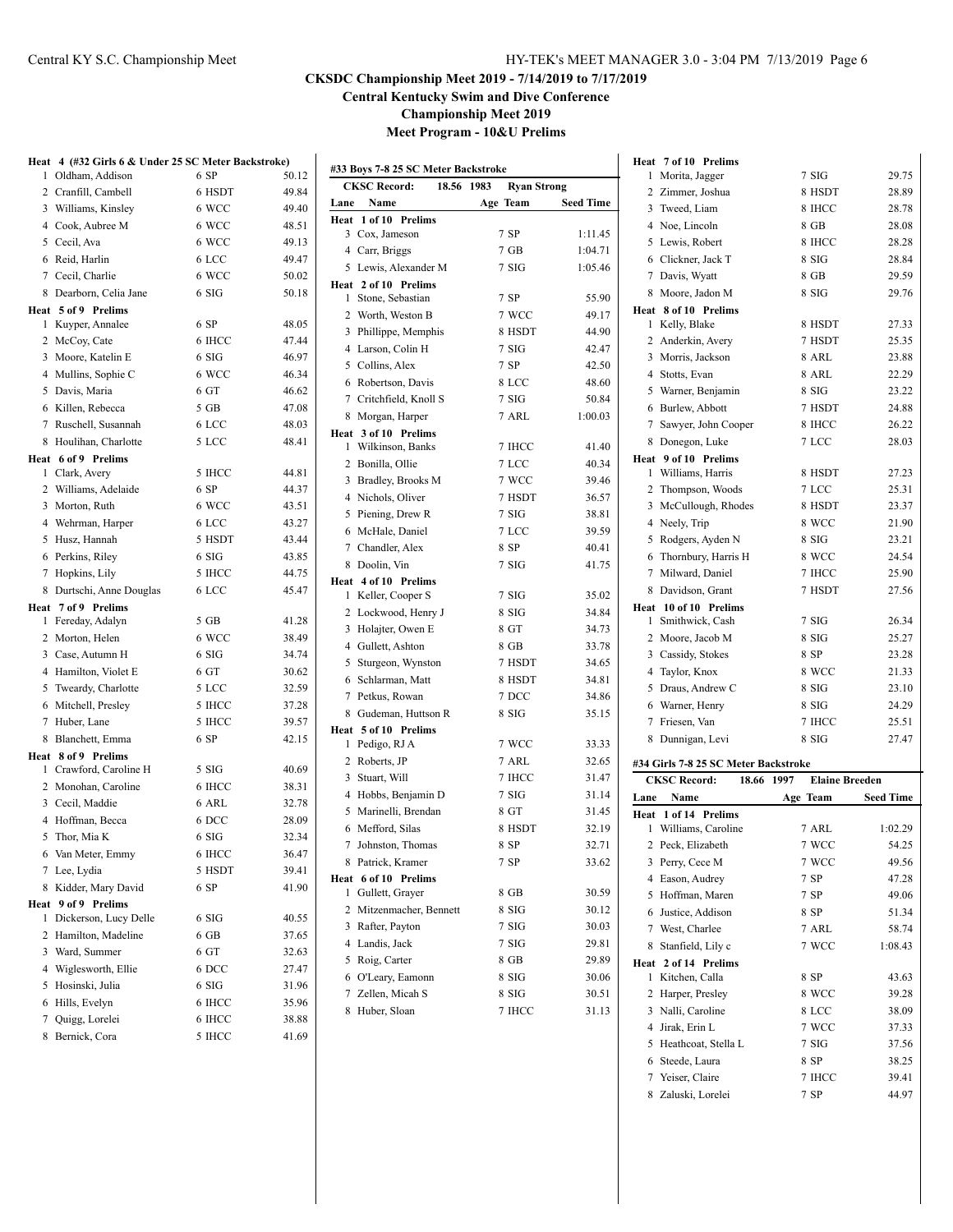# CKSDC Championship Meet 2019 - 7/14/2019 to 7/17/2019

## Central Kentucky Swim and Dive Conference

## Championship Meet 2019

## Meet Program - 10&U Prelims

**Heat 4 (#32 Girls 6 & Under 25 SC Meter Backstroke)**

| Lane | Name | Age Team | Seed Time |
|---|---|---|---|
| 1 | Oldham, Addison | 6 SP | 50.12 |
| 2 | Cranfill, Cambell | 6 HSDT | 49.84 |
| 3 | Williams, Kinsley | 6 WCC | 49.40 |
| 4 | Cook, Aubree M | 6 WCC | 48.51 |
| 5 | Cecil, Ava | 6 WCC | 49.13 |
| 6 | Reid, Harlin | 6 LCC | 49.47 |
| 7 | Cecil, Charlie | 6 WCC | 50.02 |
| 8 | Dearborn, Celia Jane | 6 SIG | 50.18 |

**Heat 5 of 9 Prelims**

| Lane | Name | Age Team | Seed Time |
|---|---|---|---|
| 1 | Kuyper, Annalee | 6 SP | 48.05 |
| 2 | McCoy, Cate | 6 IHCC | 47.44 |
| 3 | Moore, Katelin E | 6 SIG | 46.97 |
| 4 | Mullins, Sophie C | 6 WCC | 46.34 |
| 5 | Davis, Maria | 6 GT | 46.62 |
| 6 | Killen, Rebecca | 5 GB | 47.08 |
| 7 | Ruschell, Susannah | 6 LCC | 48.03 |
| 8 | Houlihan, Charlotte | 5 LCC | 48.41 |

**Heat 6 of 9 Prelims**

| Lane | Name | Age Team | Seed Time |
|---|---|---|---|
| 1 | Clark, Avery | 5 IHCC | 44.81 |
| 2 | Williams, Adelaide | 6 SP | 44.37 |
| 3 | Morton, Ruth | 6 WCC | 43.51 |
| 4 | Wehrman, Harper | 6 LCC | 43.27 |
| 5 | Husz, Hannah | 5 HSDT | 43.44 |
| 6 | Perkins, Riley | 6 SIG | 43.85 |
| 7 | Hopkins, Lily | 5 IHCC | 44.75 |
| 8 | Durtschi, Anne Douglas | 6 LCC | 45.47 |

**Heat 7 of 9 Prelims**

| Lane | Name | Age Team | Seed Time |
|---|---|---|---|
| 1 | Fereday, Adalyn | 5 GB | 41.28 |
| 2 | Morton, Helen | 6 WCC | 38.49 |
| 3 | Case, Autumn H | 6 SIG | 34.74 |
| 4 | Hamilton, Violet E | 6 GT | 30.62 |
| 5 | Tweardy, Charlotte | 5 LCC | 32.59 |
| 6 | Mitchell, Presley | 5 IHCC | 37.28 |
| 7 | Huber, Lane | 5 IHCC | 39.57 |
| 8 | Blanchett, Emma | 6 SP | 42.15 |

**Heat 8 of 9 Prelims**

| Lane | Name | Age Team | Seed Time |
|---|---|---|---|
| 1 | Crawford, Caroline H | 5 SIG | 40.69 |
| 2 | Monohan, Caroline | 6 IHCC | 38.31 |
| 3 | Cecil, Maddie | 6 ARL | 32.78 |
| 4 | Hoffman, Becca | 6 DCC | 28.09 |
| 5 | Thor, Mia K | 6 SIG | 32.34 |
| 6 | Van Meter, Emmy | 6 IHCC | 36.47 |
| 7 | Lee, Lydia | 5 HSDT | 39.41 |
| 8 | Kidder, Mary David | 6 SP | 41.90 |

**Heat 9 of 9 Prelims**

| Lane | Name | Age Team | Seed Time |
|---|---|---|---|
| 1 | Dickerson, Lucy Delle | 6 SIG | 40.55 |
| 2 | Hamilton, Madeline | 6 GB | 37.65 |
| 3 | Ward, Summer | 6 GT | 32.63 |
| 4 | Wiglesworth, Ellie | 6 DCC | 27.47 |
| 5 | Hosinski, Julia | 6 SIG | 31.96 |
| 6 | Hills, Evelyn | 6 IHCC | 35.96 |
| 7 | Quigg, Lorelei | 6 IHCC | 38.88 |
| 8 | Bernick, Cora | 5 IHCC | 41.69 |

### #33 Boys 7-8 25 SC Meter Backstroke

CKSC Record: 18.56 1983 Ryan Strong

**Heat 1 of 10 Prelims**

| Lane | Name | Age Team | Seed Time |
|---|---|---|---|
| 3 | Cox, Jameson | 7 SP | 1:11.45 |
| 4 | Carr, Briggs | 7 GB | 1:04.71 |
| 5 | Lewis, Alexander M | 7 SIG | 1:05.46 |

**Heat 2 of 10 Prelims**

| Lane | Name | Age Team | Seed Time |
|---|---|---|---|
| 1 | Stone, Sebastian | 7 SP | 55.90 |
| 2 | Worth, Weston B | 7 WCC | 49.17 |
| 3 | Phillippe, Memphis | 8 HSDT | 44.90 |
| 4 | Larson, Colin H | 7 SIG | 42.47 |
| 5 | Collins, Alex | 7 SP | 42.50 |
| 6 | Robertson, Davis | 8 LCC | 48.60 |
| 7 | Critchfield, Knoll S | 7 SIG | 50.84 |
| 8 | Morgan, Harper | 7 ARL | 1:00.03 |

**Heat 3 of 10 Prelims**

| Lane | Name | Age Team | Seed Time |
|---|---|---|---|
| 1 | Wilkinson, Banks | 7 IHCC | 41.40 |
| 2 | Bonilla, Ollie | 7 LCC | 40.34 |
| 3 | Bradley, Brooks M | 7 WCC | 39.46 |
| 4 | Nichols, Oliver | 7 HSDT | 36.57 |
| 5 | Piening, Drew R | 7 SIG | 38.81 |
| 6 | McHale, Daniel | 7 LCC | 39.59 |
| 7 | Chandler, Alex | 8 SP | 40.41 |
| 8 | Doolin, Vin | 7 SIG | 41.75 |

**Heat 4 of 10 Prelims**

| Lane | Name | Age Team | Seed Time |
|---|---|---|---|
| 1 | Keller, Cooper S | 7 SIG | 35.02 |
| 2 | Lockwood, Henry J | 8 SIG | 34.84 |
| 3 | Holajter, Owen E | 8 GT | 34.73 |
| 4 | Gullett, Ashton | 8 GB | 33.78 |
| 5 | Sturgeon, Wynston | 7 HSDT | 34.65 |
| 6 | Schlarman, Matt | 8 HSDT | 34.81 |
| 7 | Petkus, Rowan | 7 DCC | 34.86 |
| 8 | Gudeman, Huttson R | 8 SIG | 35.15 |

**Heat 5 of 10 Prelims**

| Lane | Name | Age Team | Seed Time |
|---|---|---|---|
| 1 | Pedigo, RJ A | 7 WCC | 33.33 |
| 2 | Roberts, JP | 7 ARL | 32.65 |
| 3 | Stuart, Will | 7 IHCC | 31.47 |
| 4 | Hobbs, Benjamin D | 7 SIG | 31.14 |
| 5 | Marinelli, Brendan | 8 GT | 31.45 |
| 6 | Mefford, Silas | 8 HSDT | 32.19 |
| 7 | Johnston, Thomas | 8 SP | 32.71 |
| 8 | Patrick, Kramer | 7 SP | 33.62 |

**Heat 6 of 10 Prelims**

| Lane | Name | Age Team | Seed Time |
|---|---|---|---|
| 1 | Gullett, Grayer | 8 GB | 30.59 |
| 2 | Mitzenmacher, Bennett | 8 SIG | 30.12 |
| 3 | Rafter, Payton | 7 SIG | 30.03 |
| 4 | Landis, Jack | 7 SIG | 29.81 |
| 5 | Roig, Carter | 8 GB | 29.89 |
| 6 | O'Leary, Eamonn | 8 SIG | 30.06 |
| 7 | Zellen, Micah S | 8 SIG | 30.51 |
| 8 | Huber, Sloan | 7 IHCC | 31.13 |

**Heat 7 of 10 Prelims**

| Lane | Name | Age Team | Seed Time |
|---|---|---|---|
| 1 | Morita, Jagger | 7 SIG | 29.75 |
| 2 | Zimmer, Joshua | 8 HSDT | 28.89 |
| 3 | Tweed, Liam | 8 IHCC | 28.78 |
| 4 | Noe, Lincoln | 8 GB | 28.08 |
| 5 | Lewis, Robert | 8 IHCC | 28.28 |
| 6 | Clickner, Jack T | 8 SIG | 28.84 |
| 7 | Davis, Wyatt | 8 GB | 29.59 |
| 8 | Moore, Jadon M | 8 SIG | 29.76 |

**Heat 8 of 10 Prelims**

| Lane | Name | Age Team | Seed Time |
|---|---|---|---|
| 1 | Kelly, Blake | 8 HSDT | 27.33 |
| 2 | Anderkin, Avery | 7 HSDT | 25.35 |
| 3 | Morris, Jackson | 8 ARL | 23.88 |
| 4 | Stotts, Evan | 8 ARL | 22.29 |
| 5 | Warner, Benjamin | 8 SIG | 23.22 |
| 6 | Burlew, Abbott | 7 HSDT | 24.88 |
| 7 | Sawyer, John Cooper | 8 IHCC | 26.22 |
| 8 | Donegon, Luke | 7 LCC | 28.03 |

**Heat 9 of 10 Prelims**

| Lane | Name | Age Team | Seed Time |
|---|---|---|---|
| 1 | Williams, Harris | 8 HSDT | 27.23 |
| 2 | Thompson, Woods | 7 LCC | 25.31 |
| 3 | McCullough, Rhodes | 8 HSDT | 23.37 |
| 4 | Neely, Trip | 8 WCC | 21.90 |
| 5 | Rodgers, Ayden N | 8 SIG | 23.21 |
| 6 | Thornbury, Harris H | 8 WCC | 24.54 |
| 7 | Milward, Daniel | 7 IHCC | 25.90 |
| 8 | Davidson, Grant | 7 HSDT | 27.56 |

**Heat 10 of 10 Prelims**

| Lane | Name | Age Team | Seed Time |
|---|---|---|---|
| 1 | Smithwick, Cash | 7 SIG | 26.34 |
| 2 | Moore, Jacob M | 8 SIG | 25.27 |
| 3 | Cassidy, Stokes | 8 SP | 23.28 |
| 4 | Taylor, Knox | 8 WCC | 21.33 |
| 5 | Draus, Andrew C | 8 SIG | 23.10 |
| 6 | Warner, Henry | 8 SIG | 24.29 |
| 7 | Friesen, Van | 7 IHCC | 25.51 |
| 8 | Dunnigan, Levi | 8 SIG | 27.47 |

### #34 Girls 7-8 25 SC Meter Backstroke

CKSC Record: 18.66 1997 Elaine Breeden

**Heat 1 of 14 Prelims**

| Lane | Name | Age Team | Seed Time |
|---|---|---|---|
| 1 | Williams, Caroline | 7 ARL | 1:02.29 |
| 2 | Peck, Elizabeth | 7 WCC | 54.25 |
| 3 | Perry, Cece M | 7 WCC | 49.56 |
| 4 | Eason, Audrey | 7 SP | 47.28 |
| 5 | Hoffman, Maren | 7 SP | 49.06 |
| 6 | Justice, Addison | 8 SP | 51.34 |
| 7 | West, Charlee | 7 ARL | 58.74 |
| 8 | Stanfield, Lily c | 7 WCC | 1:08.43 |

**Heat 2 of 14 Prelims**

| Lane | Name | Age Team | Seed Time |
|---|---|---|---|
| 1 | Kitchen, Calla | 8 SP | 43.63 |
| 2 | Harper, Presley | 8 WCC | 39.28 |
| 3 | Nalli, Caroline | 8 LCC | 38.09 |
| 4 | Jirak, Erin L | 7 WCC | 37.33 |
| 5 | Heathcoat, Stella L | 7 SIG | 37.56 |
| 6 | Steede, Laura | 8 SP | 38.25 |
| 7 | Yeiser, Claire | 7 IHCC | 39.41 |
| 8 | Zaluski, Lorelei | 7 SP | 44.97 |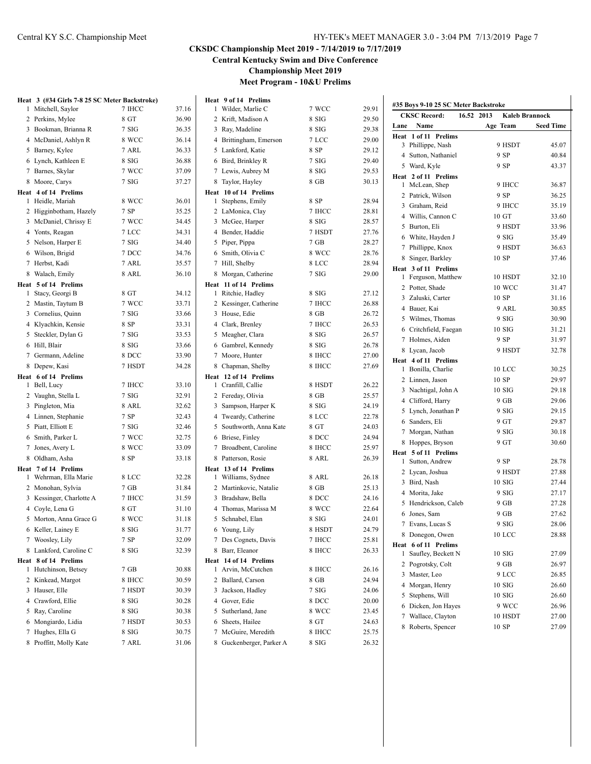## CKSDC Championship Meet 2019 - 7/14/2019 to 7/17/2019

### Central Kentucky Swim and Dive Conference

### Championship Meet 2019

### Meet Program - 10&U Prelims

**Heat 3 (#34 Girls 7-8 25 SC Meter Backstroke)**

| Lane | Name | Age Team | Seed Time |
|---|---|---|---|
| 1 | Mitchell, Saylor | 7 IHCC | 37.16 |
| 2 | Perkins, Mylee | 8 GT | 36.90 |
| 3 | Bookman, Brianna R | 7 SIG | 36.35 |
| 4 | McDaniel, Ashlyn R | 8 WCC | 36.14 |
| 5 | Barney, Kylee | 7 ARL | 36.33 |
| 6 | Lynch, Kathleen E | 8 SIG | 36.88 |
| 7 | Barnes, Skylar | 7 WCC | 37.09 |
| 8 | Moore, Carys | 7 SIG | 37.27 |

**Heat 4 of 14 Prelims**

| Lane | Name | Age Team | Seed Time |
|---|---|---|---|
| 1 | Heidle, Mariah | 8 WCC | 36.01 |
| 2 | Higginbotham, Hazely | 7 SP | 35.25 |
| 3 | McDaniel, Chrissy E | 7 WCC | 34.45 |
| 4 | Yonts, Reagan | 7 LCC | 34.31 |
| 5 | Nelson, Harper E | 7 SIG | 34.40 |
| 6 | Wilson, Brigid | 7 DCC | 34.76 |
| 7 | Herbst, Kadi | 7 ARL | 35.57 |
| 8 | Walach, Emily | 8 ARL | 36.10 |

**Heat 5 of 14 Prelims**

| Lane | Name | Age Team | Seed Time |
|---|---|---|---|
| 1 | Stacy, Georgi B | 8 GT | 34.12 |
| 2 | Mastin, Taytum B | 7 WCC | 33.71 |
| 3 | Cornelius, Quinn | 7 SIG | 33.66 |
| 4 | Klyachkin, Kensie | 8 SP | 33.31 |
| 5 | Steckler, Dylan G | 7 SIG | 33.53 |
| 6 | Hill, Blair | 8 SIG | 33.66 |
| 7 | Germann, Adeline | 8 DCC | 33.90 |
| 8 | Depew, Kasi | 7 HSDT | 34.28 |

**Heat 6 of 14 Prelims**

| Lane | Name | Age Team | Seed Time |
|---|---|---|---|
| 1 | Bell, Lucy | 7 IHCC | 33.10 |
| 2 | Vaughn, Stella L | 7 SIG | 32.91 |
| 3 | Pingleton, Mia | 8 ARL | 32.62 |
| 4 | Linnen, Stephanie | 7 SP | 32.43 |
| 5 | Piatt, Elliott E | 7 SIG | 32.46 |
| 6 | Smith, Parker L | 7 WCC | 32.75 |
| 7 | Jones, Avery L | 8 WCC | 33.09 |
| 8 | Oldham, Asha | 8 SP | 33.18 |

**Heat 7 of 14 Prelims**

| Lane | Name | Age Team | Seed Time |
|---|---|---|---|
| 1 | Wehrman, Ella Marie | 8 LCC | 32.28 |
| 2 | Monohan, Sylvia | 7 GB | 31.84 |
| 3 | Kessinger, Charlotte A | 7 IHCC | 31.59 |
| 4 | Coyle, Lena G | 8 GT | 31.10 |
| 5 | Morton, Anna Grace G | 8 WCC | 31.18 |
| 6 | Keller, Lainey E | 8 SIG | 31.77 |
| 7 | Woosley, Lily | 7 SP | 32.09 |
| 8 | Lankford, Caroline C | 8 SIG | 32.39 |

**Heat 8 of 14 Prelims**

| Lane | Name | Age Team | Seed Time |
|---|---|---|---|
| 1 | Hutchinson, Betsey | 7 GB | 30.88 |
| 2 | Kinkead, Margot | 8 IHCC | 30.59 |
| 3 | Hauser, Elle | 7 HSDT | 30.39 |
| 4 | Crawford, Ellie | 8 SIG | 30.28 |
| 5 | Ray, Caroline | 8 SIG | 30.38 |
| 6 | Mongiardo, Lidia | 7 HSDT | 30.53 |
| 7 | Hughes, Ella G | 8 SIG | 30.75 |
| 8 | Proffitt, Molly Kate | 7 ARL | 31.06 |

**Heat 9 of 14 Prelims**

| Lane | Name | Age Team | Seed Time |
|---|---|---|---|
| 1 | Wilder, Marlie C | 7 WCC | 29.91 |
| 2 | Krift, Madison A | 8 SIG | 29.50 |
| 3 | Ray, Madeline | 8 SIG | 29.38 |
| 4 | Brittingham, Emerson | 7 LCC | 29.00 |
| 5 | Lankford, Katie | 8 SP | 29.12 |
| 6 | Bird, Brinkley R | 7 SIG | 29.40 |
| 7 | Lewis, Aubrey M | 8 SIG | 29.53 |
| 8 | Taylor, Hayley | 8 GB | 30.13 |

**Heat 10 of 14 Prelims**

| Lane | Name | Age Team | Seed Time |
|---|---|---|---|
| 1 | Stephens, Emily | 8 SP | 28.94 |
| 2 | LaMonica, Clay | 7 IHCC | 28.81 |
| 3 | McGee, Harper | 8 SIG | 28.57 |
| 4 | Bender, Haddie | 7 HSDT | 27.76 |
| 5 | Piper, Pippa | 7 GB | 28.27 |
| 6 | Smith, Olivia C | 8 WCC | 28.76 |
| 7 | Hill, Shelby | 8 LCC | 28.94 |
| 8 | Morgan, Catherine | 7 SIG | 29.00 |

**Heat 11 of 14 Prelims**

| Lane | Name | Age Team | Seed Time |
|---|---|---|---|
| 1 | Ritchie, Hadley | 8 SIG | 27.12 |
| 2 | Kessinger, Catherine | 7 IHCC | 26.88 |
| 3 | House, Edie | 8 GB | 26.72 |
| 4 | Clark, Brenley | 7 IHCC | 26.53 |
| 5 | Meagher, Clara | 8 SIG | 26.57 |
| 6 | Gambrel, Kennedy | 8 SIG | 26.78 |
| 7 | Moore, Hunter | 8 IHCC | 27.00 |
| 8 | Chapman, Shelby | 8 IHCC | 27.69 |

**Heat 12 of 14 Prelims**

| Lane | Name | Age Team | Seed Time |
|---|---|---|---|
| 1 | Cranfill, Callie | 8 HSDT | 26.22 |
| 2 | Fereday, Olivia | 8 GB | 25.57 |
| 3 | Sampson, Harper K | 8 SIG | 24.19 |
| 4 | Tweardy, Catherine | 8 LCC | 22.78 |
| 5 | Southworth, Anna Kate | 8 GT | 24.03 |
| 6 | Briese, Finley | 8 DCC | 24.94 |
| 7 | Broadbent, Caroline | 8 IHCC | 25.97 |
| 8 | Patterson, Rosie | 8 ARL | 26.39 |

**Heat 13 of 14 Prelims**

| Lane | Name | Age Team | Seed Time |
|---|---|---|---|
| 1 | Williams, Sydnee | 8 ARL | 26.18 |
| 2 | Martinkovic, Natalie | 8 GB | 25.13 |
| 3 | Bradshaw, Bella | 8 DCC | 24.16 |
| 4 | Thomas, Marissa M | 8 WCC | 22.64 |
| 5 | Schnabel, Elan | 8 SIG | 24.01 |
| 6 | Young, Lily | 8 HSDT | 24.79 |
| 7 | Des Cognets, Davis | 7 IHCC | 25.81 |
| 8 | Barr, Eleanor | 8 IHCC | 26.33 |

**Heat 14 of 14 Prelims**

| Lane | Name | Age Team | Seed Time |
|---|---|---|---|
| 1 | Arvin, McCutchen | 8 IHCC | 26.16 |
| 2 | Ballard, Carson | 8 GB | 24.94 |
| 3 | Jackson, Hadley | 7 SIG | 24.06 |
| 4 | Gover, Edie | 8 DCC | 20.00 |
| 5 | Sutherland, Jane | 8 WCC | 23.45 |
| 6 | Sheets, Hailee | 8 GT | 24.63 |
| 7 | McGuire, Meredith | 8 IHCC | 25.75 |
| 8 | Guckenberger, Parker A | 8 SIG | 26.32 |

### #35 Boys 9-10 25 SC Meter Backstroke

CKSC Record: 16.52 2013 Kaleb Brannock

**Heat 1 of 11 Prelims**

| Lane | Name | Age Team | Seed Time |
|---|---|---|---|
| 3 | Phillippe, Nash | 9 HSDT | 45.07 |
| 4 | Sutton, Nathaniel | 9 SP | 40.84 |
| 5 | Ward, Kyle | 9 SP | 43.37 |

**Heat 2 of 11 Prelims**

| Lane | Name | Age Team | Seed Time |
|---|---|---|---|
| 1 | McLean, Shep | 9 IHCC | 36.87 |
| 2 | Patrick, Wilson | 9 SP | 36.25 |
| 3 | Graham, Reid | 9 IHCC | 35.19 |
| 4 | Willis, Cannon C | 10 GT | 33.60 |
| 5 | Burton, Eli | 9 HSDT | 33.96 |
| 6 | White, Hayden J | 9 SIG | 35.49 |
| 7 | Phillippe, Knox | 9 HSDT | 36.63 |
| 8 | Singer, Barkley | 10 SP | 37.46 |

**Heat 3 of 11 Prelims**

| Lane | Name | Age Team | Seed Time |
|---|---|---|---|
| 1 | Ferguson, Matthew | 10 HSDT | 32.10 |
| 2 | Potter, Shade | 10 WCC | 31.47 |
| 3 | Zaluski, Carter | 10 SP | 31.16 |
| 4 | Bauer, Kai | 9 ARL | 30.85 |
| 5 | Wilmes, Thomas | 9 SIG | 30.90 |
| 6 | Critchfield, Faegan | 10 SIG | 31.21 |
| 7 | Holmes, Aiden | 9 SP | 31.97 |
| 8 | Lycan, Jacob | 9 HSDT | 32.78 |

**Heat 4 of 11 Prelims**

| Lane | Name | Age Team | Seed Time |
|---|---|---|---|
| 1 | Bonilla, Charlie | 10 LCC | 30.25 |
| 2 | Linnen, Jason | 10 SP | 29.97 |
| 3 | Nachtigal, John A | 10 SIG | 29.18 |
| 4 | Clifford, Harry | 9 GB | 29.06 |
| 5 | Lynch, Jonathan P | 9 SIG | 29.15 |
| 6 | Sanders, Eli | 9 GT | 29.87 |
| 7 | Morgan, Nathan | 9 SIG | 30.18 |
| 8 | Hoppes, Bryson | 9 GT | 30.60 |

**Heat 5 of 11 Prelims**

| Lane | Name | Age Team | Seed Time |
|---|---|---|---|
| 1 | Sutton, Andrew | 9 SP | 28.78 |
| 2 | Lycan, Joshua | 9 HSDT | 27.88 |
| 3 | Bird, Nash | 10 SIG | 27.44 |
| 4 | Morita, Jake | 9 SIG | 27.17 |
| 5 | Hendrickson, Caleb | 9 GB | 27.28 |
| 6 | Jones, Sam | 9 GB | 27.62 |
| 7 | Evans, Lucas S | 9 SIG | 28.06 |
| 8 | Donegon, Owen | 10 LCC | 28.88 |

**Heat 6 of 11 Prelims**

| Lane | Name | Age Team | Seed Time |
|---|---|---|---|
| 1 | Saufley, Beckett N | 10 SIG | 27.09 |
| 2 | Pogrotsky, Colt | 9 GB | 26.97 |
| 3 | Master, Leo | 9 LCC | 26.85 |
| 4 | Morgan, Henry | 10 SIG | 26.60 |
| 5 | Stephens, Will | 10 SIG | 26.60 |
| 6 | Dicken, Jon Hayes | 9 WCC | 26.96 |
| 7 | Wallace, Clayton | 10 HSDT | 27.00 |
| 8 | Roberts, Spencer | 10 SP | 27.09 |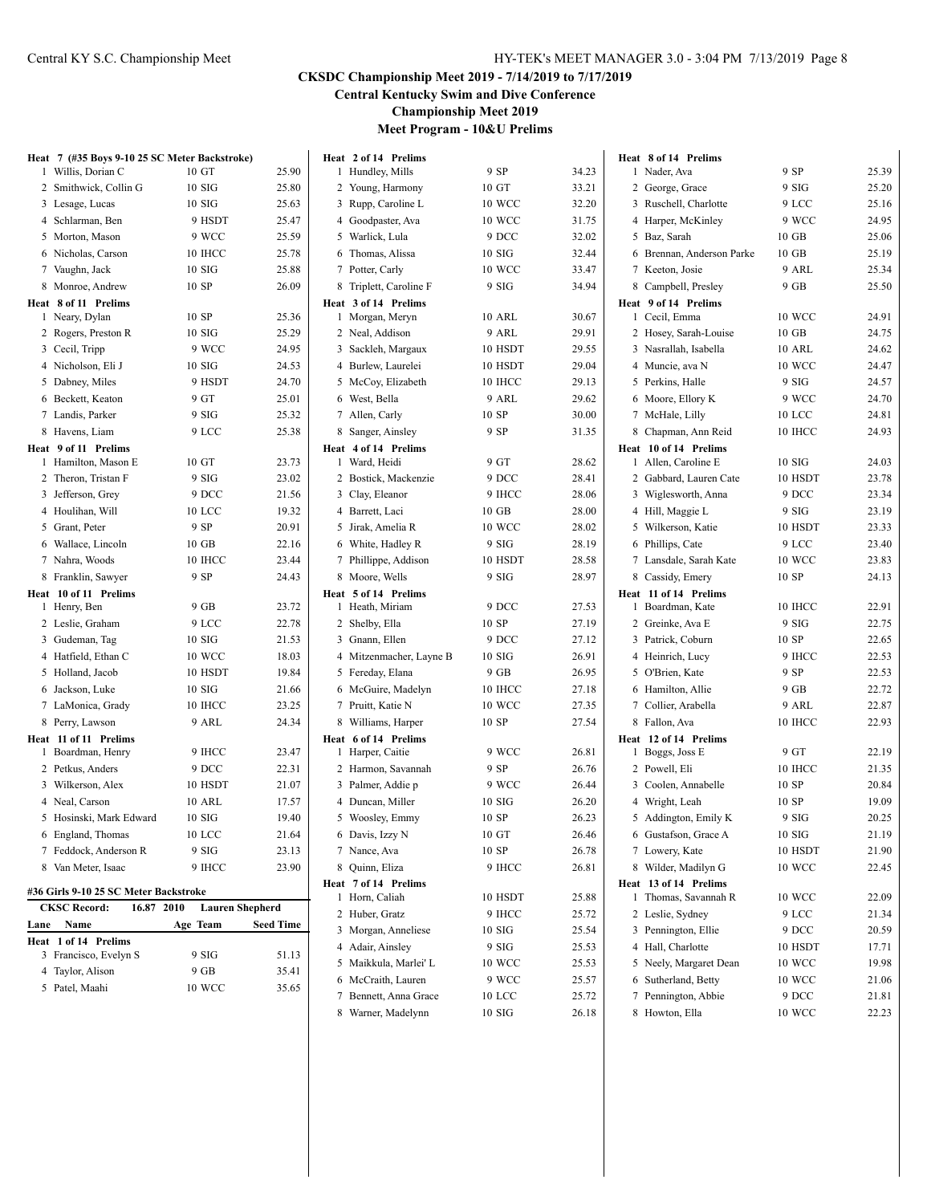## CKSDC Championship Meet 2019 - 7/14/2019 to 7/17/2019

**Central Kentucky Swim and Dive Conference**

**Championship Meet 2019**

**Meet Program - 10&U Prelims**

**Heat 7 (#35 Boys 9-10 25 SC Meter Backstroke)**

| Lane | Name | Age | Team | Seed Time |
|---|---|---|---|---|
| 1 | Willis, Dorian C | 10 | GT | 25.90 |
| 2 | Smithwick, Collin G | 10 | SIG | 25.80 |
| 3 | Lesage, Lucas | 10 | SIG | 25.63 |
| 4 | Schlarman, Ben | 9 | HSDT | 25.47 |
| 5 | Morton, Mason | 9 | WCC | 25.59 |
| 6 | Nicholas, Carson | 10 | IHCC | 25.78 |
| 7 | Vaughn, Jack | 10 | SIG | 25.88 |
| 8 | Monroe, Andrew | 10 | SP | 26.09 |

**Heat 8 of 11 Prelims**

| Lane | Name | Age | Team | Seed Time |
|---|---|---|---|---|
| 1 | Neary, Dylan | 10 | SP | 25.36 |
| 2 | Rogers, Preston R | 10 | SIG | 25.29 |
| 3 | Cecil, Tripp | 9 | WCC | 24.95 |
| 4 | Nicholson, Eli J | 10 | SIG | 24.53 |
| 5 | Dabney, Miles | 9 | HSDT | 24.70 |
| 6 | Beckett, Keaton | 9 | GT | 25.01 |
| 7 | Landis, Parker | 9 | SIG | 25.32 |
| 8 | Havens, Liam | 9 | LCC | 25.38 |

**Heat 9 of 11 Prelims**

| Lane | Name | Age | Team | Seed Time |
|---|---|---|---|---|
| 1 | Hamilton, Mason E | 10 | GT | 23.73 |
| 2 | Theron, Tristan F | 9 | SIG | 23.02 |
| 3 | Jefferson, Grey | 9 | DCC | 21.56 |
| 4 | Houlihan, Will | 10 | LCC | 19.32 |
| 5 | Grant, Peter | 9 | SP | 20.91 |
| 6 | Wallace, Lincoln | 10 | GB | 22.16 |
| 7 | Nahra, Woods | 10 | IHCC | 23.44 |
| 8 | Franklin, Sawyer | 9 | SP | 24.43 |

**Heat 10 of 11 Prelims**

| Lane | Name | Age | Team | Seed Time |
|---|---|---|---|---|
| 1 | Henry, Ben | 9 | GB | 23.72 |
| 2 | Leslie, Graham | 9 | LCC | 22.78 |
| 3 | Gudeman, Tag | 10 | SIG | 21.53 |
| 4 | Hatfield, Ethan C | 10 | WCC | 18.03 |
| 5 | Holland, Jacob | 10 | HSDT | 19.84 |
| 6 | Jackson, Luke | 10 | SIG | 21.66 |
| 7 | LaMonica, Grady | 10 | IHCC | 23.25 |
| 8 | Perry, Lawson | 9 | ARL | 24.34 |

**Heat 11 of 11 Prelims**

| Lane | Name | Age | Team | Seed Time |
|---|---|---|---|---|
| 1 | Boardman, Henry | 9 | IHCC | 23.47 |
| 2 | Petkus, Anders | 9 | DCC | 22.31 |
| 3 | Wilkerson, Alex | 10 | HSDT | 21.07 |
| 4 | Neal, Carson | 10 | ARL | 17.57 |
| 5 | Hosinski, Mark Edward | 10 | SIG | 19.40 |
| 6 | England, Thomas | 10 | LCC | 21.64 |
| 7 | Feddock, Anderson R | 9 | SIG | 23.13 |
| 8 | Van Meter, Isaac | 9 | IHCC | 23.90 |

### #36 Girls 9-10 25 SC Meter Backstroke

**CKSC Record: 16.87 2010 Lauren Shepherd**

**Heat 1 of 14 Prelims**

| Lane | Name | Age | Team | Seed Time |
|---|---|---|---|---|
| 3 | Francisco, Evelyn S | 9 | SIG | 51.13 |
| 4 | Taylor, Alison | 9 | GB | 35.41 |
| 5 | Patel, Maahi | 10 | WCC | 35.65 |

**Heat 2 of 14 Prelims**

| Lane | Name | Age | Team | Seed Time |
|---|---|---|---|---|
| 1 | Hundley, Mills | 9 | SP | 34.23 |
| 2 | Young, Harmony | 10 | GT | 33.21 |
| 3 | Rupp, Caroline L | 10 | WCC | 32.20 |
| 4 | Goodpaster, Ava | 10 | WCC | 31.75 |
| 5 | Warlick, Lula | 9 | DCC | 32.02 |
| 6 | Thomas, Alissa | 10 | SIG | 32.44 |
| 7 | Potter, Carly | 10 | WCC | 33.47 |
| 8 | Triplett, Caroline F | 9 | SIG | 34.94 |

**Heat 3 of 14 Prelims**

| Lane | Name | Age | Team | Seed Time |
|---|---|---|---|---|
| 1 | Morgan, Meryn | 10 | ARL | 30.67 |
| 2 | Neal, Addison | 9 | ARL | 29.91 |
| 3 | Sackleh, Margaux | 10 | HSDT | 29.55 |
| 4 | Burlew, Laurelei | 10 | HSDT | 29.04 |
| 5 | McCoy, Elizabeth | 10 | IHCC | 29.13 |
| 6 | West, Bella | 9 | ARL | 29.62 |
| 7 | Allen, Carly | 10 | SP | 30.00 |
| 8 | Sanger, Ainsley | 9 | SP | 31.35 |

**Heat 4 of 14 Prelims**

| Lane | Name | Age | Team | Seed Time |
|---|---|---|---|---|
| 1 | Ward, Heidi | 9 | GT | 28.62 |
| 2 | Bostick, Mackenzie | 9 | DCC | 28.41 |
| 3 | Clay, Eleanor | 9 | IHCC | 28.06 |
| 4 | Barrett, Laci | 10 | GB | 28.00 |
| 5 | Jirak, Amelia R | 10 | WCC | 28.02 |
| 6 | White, Hadley R | 9 | SIG | 28.19 |
| 7 | Phillippe, Addison | 10 | HSDT | 28.58 |
| 8 | Moore, Wells | 9 | SIG | 28.97 |

**Heat 5 of 14 Prelims**

| Lane | Name | Age | Team | Seed Time |
|---|---|---|---|---|
| 1 | Heath, Miriam | 9 | DCC | 27.53 |
| 2 | Shelby, Ella | 10 | SP | 27.19 |
| 3 | Gnann, Ellen | 9 | DCC | 27.12 |
| 4 | Mitzenmacher, Layne B | 10 | SIG | 26.91 |
| 5 | Fereday, Elana | 9 | GB | 26.95 |
| 6 | McGuire, Madelyn | 10 | IHCC | 27.18 |
| 7 | Pruitt, Katie N | 10 | WCC | 27.35 |
| 8 | Williams, Harper | 10 | SP | 27.54 |

**Heat 6 of 14 Prelims**

| Lane | Name | Age | Team | Seed Time |
|---|---|---|---|---|
| 1 | Harper, Caitie | 9 | WCC | 26.81 |
| 2 | Harmon, Savannah | 9 | SP | 26.76 |
| 3 | Palmer, Addie p | 9 | WCC | 26.44 |
| 4 | Duncan, Miller | 10 | SIG | 26.20 |
| 5 | Woosley, Emmy | 10 | SP | 26.23 |
| 6 | Davis, Izzy N | 10 | GT | 26.46 |
| 7 | Nance, Ava | 10 | SP | 26.78 |
| 8 | Quinn, Eliza | 9 | IHCC | 26.81 |

**Heat 7 of 14 Prelims**

| Lane | Name | Age | Team | Seed Time |
|---|---|---|---|---|
| 1 | Horn, Caliah | 10 | HSDT | 25.88 |
| 2 | Huber, Gratz | 9 | IHCC | 25.72 |
| 3 | Morgan, Anneliese | 10 | SIG | 25.54 |
| 4 | Adair, Ainsley | 9 | SIG | 25.53 |
| 5 | Maikkula, Marlei' L | 10 | WCC | 25.53 |
| 6 | McCraith, Lauren | 9 | WCC | 25.57 |
| 7 | Bennett, Anna Grace | 10 | LCC | 25.72 |
| 8 | Warner, Madelynn | 10 | SIG | 26.18 |

**Heat 8 of 14 Prelims**

| Lane | Name | Age | Team | Seed Time |
|---|---|---|---|---|
| 1 | Nader, Ava | 9 | SP | 25.39 |
| 2 | George, Grace | 9 | SIG | 25.20 |
| 3 | Ruschell, Charlotte | 9 | LCC | 25.16 |
| 4 | Harper, McKinley | 9 | WCC | 24.95 |
| 5 | Baz, Sarah | 10 | GB | 25.06 |
| 6 | Brennan, Anderson Parke | 10 | GB | 25.19 |
| 7 | Keeton, Josie | 9 | ARL | 25.34 |
| 8 | Campbell, Presley | 9 | GB | 25.50 |

**Heat 9 of 14 Prelims**

| Lane | Name | Age | Team | Seed Time |
|---|---|---|---|---|
| 1 | Cecil, Emma | 10 | WCC | 24.91 |
| 2 | Hosey, Sarah-Louise | 10 | GB | 24.75 |
| 3 | Nasrallah, Isabella | 10 | ARL | 24.62 |
| 4 | Muncie, ava N | 10 | WCC | 24.47 |
| 5 | Perkins, Halle | 9 | SIG | 24.57 |
| 6 | Moore, Ellory K | 9 | WCC | 24.70 |
| 7 | McHale, Lilly | 10 | LCC | 24.81 |
| 8 | Chapman, Ann Reid | 10 | IHCC | 24.93 |

**Heat 10 of 14 Prelims**

| Lane | Name | Age | Team | Seed Time |
|---|---|---|---|---|
| 1 | Allen, Caroline E | 10 | SIG | 24.03 |
| 2 | Gabbard, Lauren Cate | 10 | HSDT | 23.78 |
| 3 | Wiglesworth, Anna | 9 | DCC | 23.34 |
| 4 | Hill, Maggie L | 9 | SIG | 23.19 |
| 5 | Wilkerson, Katie | 10 | HSDT | 23.33 |
| 6 | Phillips, Cate | 9 | LCC | 23.40 |
| 7 | Lansdale, Sarah Kate | 10 | WCC | 23.83 |
| 8 | Cassidy, Emery | 10 | SP | 24.13 |

**Heat 11 of 14 Prelims**

| Lane | Name | Age | Team | Seed Time |
|---|---|---|---|---|
| 1 | Boardman, Kate | 10 | IHCC | 22.91 |
| 2 | Greinke, Ava E | 9 | SIG | 22.75 |
| 3 | Patrick, Coburn | 10 | SP | 22.65 |
| 4 | Heinrich, Lucy | 9 | IHCC | 22.53 |
| 5 | O'Brien, Kate | 9 | SP | 22.53 |
| 6 | Hamilton, Allie | 9 | GB | 22.72 |
| 7 | Collier, Arabella | 9 | ARL | 22.87 |
| 8 | Fallon, Ava | 10 | IHCC | 22.93 |

**Heat 12 of 14 Prelims**

| Lane | Name | Age | Team | Seed Time |
|---|---|---|---|---|
| 1 | Boggs, Joss E | 9 | GT | 22.19 |
| 2 | Powell, Eli | 10 | IHCC | 21.35 |
| 3 | Coolen, Annabelle | 10 | SP | 20.84 |
| 4 | Wright, Leah | 10 | SP | 19.09 |
| 5 | Addington, Emily K | 9 | SIG | 20.25 |
| 6 | Gustafson, Grace A | 10 | SIG | 21.19 |
| 7 | Lowery, Kate | 10 | HSDT | 21.90 |
| 8 | Wilder, Madilyn G | 10 | WCC | 22.45 |

**Heat 13 of 14 Prelims**

| Lane | Name | Age | Team | Seed Time |
|---|---|---|---|---|
| 1 | Thomas, Savannah R | 10 | WCC | 22.09 |
| 2 | Leslie, Sydney | 9 | LCC | 21.34 |
| 3 | Pennington, Ellie | 9 | DCC | 20.59 |
| 4 | Hall, Charlotte | 10 | HSDT | 17.71 |
| 5 | Neely, Margaret Dean | 10 | WCC | 19.98 |
| 6 | Sutherland, Betty | 10 | WCC | 21.06 |
| 7 | Pennington, Abbie | 9 | DCC | 21.81 |
| 8 | Howton, Ella | 10 | WCC | 22.23 |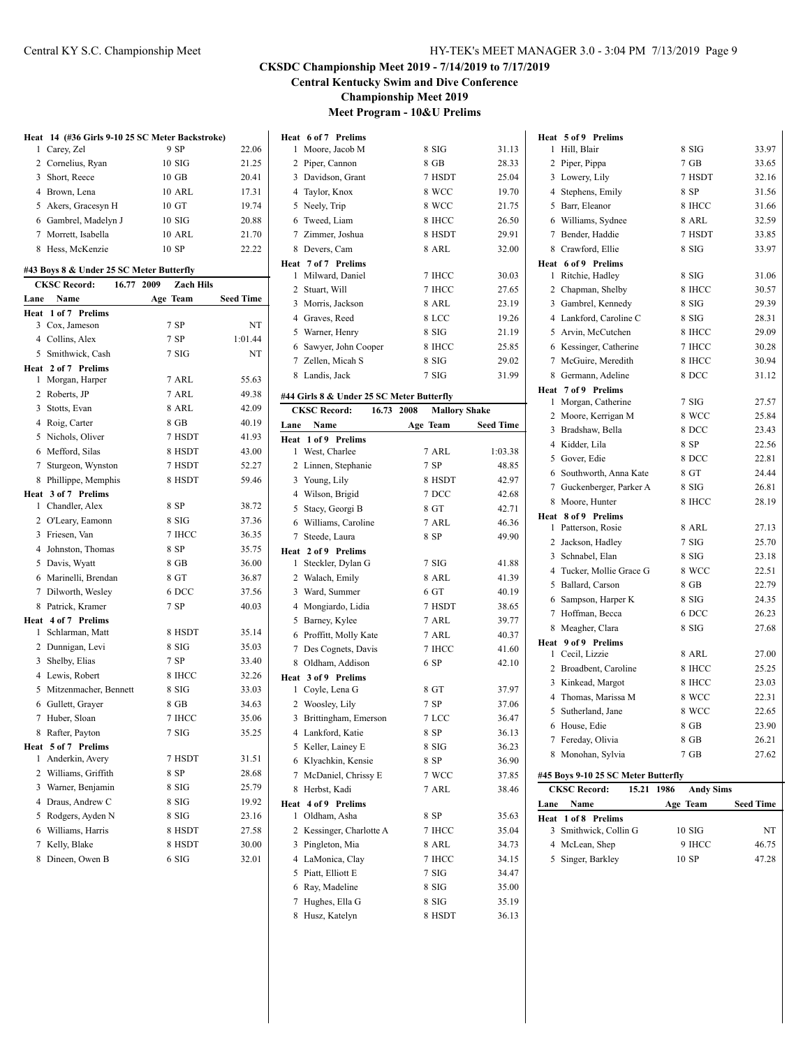# CKSDC Championship Meet 2019 - 7/14/2019 to 7/17/2019

## Central Kentucky Swim and Dive Conference

## Championship Meet 2019

## Meet Program - 10&U Prelims

**Heat 14 (#36 Girls 9-10 25 SC Meter Backstroke)**

| Lane | Name | Age | Team | Seed Time |
|---|---|---|---|---|
| 1 | Carey, Zel | 9 | SP | 22.06 |
| 2 | Cornelius, Ryan | 10 | SIG | 21.25 |
| 3 | Short, Reece | 10 | GB | 20.41 |
| 4 | Brown, Lena | 10 | ARL | 17.31 |
| 5 | Akers, Gracesyn H | 10 | GT | 19.74 |
| 6 | Gambrel, Madelyn J | 10 | SIG | 20.88 |
| 7 | Morrett, Isabella | 10 | ARL | 21.70 |
| 8 | Hess, McKenzie | 10 | SP | 22.22 |

### #43 Boys 8 & Under 25 SC Meter Butterfly

CKSC Record: 16.77 2009 Zach Hils

| Lane | Name | Age | Team | Seed Time |
|---|---|---|---|---|
| **Heat 1 of 7 Prelims** | | | | |
| 3 | Cox, Jameson | 7 | SP | NT |
| 4 | Collins, Alex | 7 | SP | 1:01.44 |
| 5 | Smithwick, Cash | 7 | SIG | NT |
| **Heat 2 of 7 Prelims** | | | | |
| 1 | Morgan, Harper | 7 | ARL | 55.63 |
| 2 | Roberts, JP | 7 | ARL | 49.38 |
| 3 | Stotts, Evan | 8 | ARL | 42.09 |
| 4 | Roig, Carter | 8 | GB | 40.19 |
| 5 | Nichols, Oliver | 7 | HSDT | 41.93 |
| 6 | Mefford, Silas | 8 | HSDT | 43.00 |
| 7 | Sturgeon, Wynston | 7 | HSDT | 52.27 |
| 8 | Phillippe, Memphis | 8 | HSDT | 59.46 |
| **Heat 3 of 7 Prelims** | | | | |
| 1 | Chandler, Alex | 8 | SP | 38.72 |
| 2 | O'Leary, Eamonn | 8 | SIG | 37.36 |
| 3 | Friesen, Van | 7 | IHCC | 36.35 |
| 4 | Johnston, Thomas | 8 | SP | 35.75 |
| 5 | Davis, Wyatt | 8 | GB | 36.00 |
| 6 | Marinelli, Brendan | 8 | GT | 36.87 |
| 7 | Dilworth, Wesley | 6 | DCC | 37.56 |
| 8 | Patrick, Kramer | 7 | SP | 40.03 |
| **Heat 4 of 7 Prelims** | | | | |
| 1 | Schlarman, Matt | 8 | HSDT | 35.14 |
| 2 | Dunnigan, Levi | 8 | SIG | 35.03 |
| 3 | Shelby, Elias | 7 | SP | 33.40 |
| 4 | Lewis, Robert | 8 | IHCC | 32.26 |
| 5 | Mitzenmacher, Bennett | 8 | SIG | 33.03 |
| 6 | Gullett, Grayer | 8 | GB | 34.63 |
| 7 | Huber, Sloan | 7 | IHCC | 35.06 |
| 8 | Rafter, Payton | 7 | SIG | 35.25 |
| **Heat 5 of 7 Prelims** | | | | |
| 1 | Anderkin, Avery | 7 | HSDT | 31.51 |
| 2 | Williams, Griffith | 8 | SP | 28.68 |
| 3 | Warner, Benjamin | 8 | SIG | 25.79 |
| 4 | Draus, Andrew C | 8 | SIG | 19.92 |
| 5 | Rodgers, Ayden N | 8 | SIG | 23.16 |
| 6 | Williams, Harris | 8 | HSDT | 27.58 |
| 7 | Kelly, Blake | 8 | HSDT | 30.00 |
| 8 | Dineen, Owen B | 6 | SIG | 32.01 |
| **Heat 6 of 7 Prelims** | | | | |
| 1 | Moore, Jacob M | 8 | SIG | 31.13 |
| 2 | Piper, Cannon | 8 | GB | 28.33 |
| 3 | Davidson, Grant | 7 | HSDT | 25.04 |
| 4 | Taylor, Knox | 8 | WCC | 19.70 |
| 5 | Neely, Trip | 8 | WCC | 21.75 |
| 6 | Tweed, Liam | 8 | IHCC | 26.50 |
| 7 | Zimmer, Joshua | 8 | HSDT | 29.91 |
| 8 | Devers, Cam | 8 | ARL | 32.00 |
| **Heat 7 of 7 Prelims** | | | | |
| 1 | Milward, Daniel | 7 | IHCC | 30.03 |
| 2 | Stuart, Will | 7 | IHCC | 27.65 |
| 3 | Morris, Jackson | 8 | ARL | 23.19 |
| 4 | Graves, Reed | 8 | LCC | 19.26 |
| 5 | Warner, Henry | 8 | SIG | 21.19 |
| 6 | Sawyer, John Cooper | 8 | IHCC | 25.85 |
| 7 | Zellen, Micah S | 8 | SIG | 29.02 |
| 8 | Landis, Jack | 7 | SIG | 31.99 |

### #44 Girls 8 & Under 25 SC Meter Butterfly

CKSC Record: 16.73 2008 Mallory Shake

| Lane | Name | Age | Team | Seed Time |
|---|---|---|---|---|
| **Heat 1 of 9 Prelims** | | | | |
| 1 | West, Charlee | 7 | ARL | 1:03.38 |
| 2 | Linnen, Stephanie | 7 | SP | 48.85 |
| 3 | Young, Lily | 8 | HSDT | 42.97 |
| 4 | Wilson, Brigid | 7 | DCC | 42.68 |
| 5 | Stacy, Georgi B | 8 | GT | 42.71 |
| 6 | Williams, Caroline | 7 | ARL | 46.36 |
| 7 | Steede, Laura | 8 | SP | 49.90 |
| **Heat 2 of 9 Prelims** | | | | |
| 1 | Steckler, Dylan G | 7 | SIG | 41.88 |
| 2 | Walach, Emily | 8 | ARL | 41.39 |
| 3 | Ward, Summer | 6 | GT | 40.19 |
| 4 | Mongiardo, Lidia | 7 | HSDT | 38.65 |
| 5 | Barney, Kylee | 7 | ARL | 39.77 |
| 6 | Proffitt, Molly Kate | 7 | ARL | 40.37 |
| 7 | Des Cognets, Davis | 7 | IHCC | 41.60 |
| 8 | Oldham, Addison | 6 | SP | 42.10 |
| **Heat 3 of 9 Prelims** | | | | |
| 1 | Coyle, Lena G | 8 | GT | 37.97 |
| 2 | Woosley, Lily | 7 | SP | 37.06 |
| 3 | Brittingham, Emerson | 7 | LCC | 36.47 |
| 4 | Lankford, Katie | 8 | SP | 36.13 |
| 5 | Keller, Lainey E | 8 | SIG | 36.23 |
| 6 | Klyachkin, Kensie | 8 | SP | 36.90 |
| 7 | McDaniel, Chrissy E | 7 | WCC | 37.85 |
| 8 | Herbst, Kadi | 7 | ARL | 38.46 |
| **Heat 4 of 9 Prelims** | | | | |
| 1 | Oldham, Asha | 8 | SP | 35.63 |
| 2 | Kessinger, Charlotte A | 7 | IHCC | 35.04 |
| 3 | Pingleton, Mia | 8 | ARL | 34.73 |
| 4 | LaMonica, Clay | 7 | IHCC | 34.15 |
| 5 | Piatt, Elliott E | 7 | SIG | 34.47 |
| 6 | Ray, Madeline | 8 | SIG | 35.00 |
| 7 | Hughes, Ella G | 8 | SIG | 35.19 |
| 8 | Husz, Katelyn | 8 | HSDT | 36.13 |
| **Heat 5 of 9 Prelims** | | | | |
| 1 | Hill, Blair | 8 | SIG | 33.97 |
| 2 | Piper, Pippa | 7 | GB | 33.65 |
| 3 | Lowery, Lily | 7 | HSDT | 32.16 |
| 4 | Stephens, Emily | 8 | SP | 31.56 |
| 5 | Barr, Eleanor | 8 | IHCC | 31.66 |
| 6 | Williams, Sydnee | 8 | ARL | 32.59 |
| 7 | Bender, Haddie | 7 | HSDT | 33.85 |
| 8 | Crawford, Ellie | 8 | SIG | 33.97 |
| **Heat 6 of 9 Prelims** | | | | |
| 1 | Ritchie, Hadley | 8 | SIG | 31.06 |
| 2 | Chapman, Shelby | 8 | IHCC | 30.57 |
| 3 | Gambrel, Kennedy | 8 | SIG | 29.39 |
| 4 | Lankford, Caroline C | 8 | SIG | 28.31 |
| 5 | Arvin, McCutchen | 8 | IHCC | 29.09 |
| 6 | Kessinger, Catherine | 7 | IHCC | 30.28 |
| 7 | McGuire, Meredith | 8 | IHCC | 30.94 |
| 8 | Germann, Adeline | 8 | DCC | 31.12 |
| **Heat 7 of 9 Prelims** | | | | |
| 1 | Morgan, Catherine | 7 | SIG | 27.57 |
| 2 | Moore, Kerrigan M | 8 | WCC | 25.84 |
| 3 | Bradshaw, Bella | 8 | DCC | 23.43 |
| 4 | Kidder, Lila | 8 | SP | 22.56 |
| 5 | Gover, Edie | 8 | DCC | 22.81 |
| 6 | Southworth, Anna Kate | 8 | GT | 24.44 |
| 7 | Guckenberger, Parker A | 8 | SIG | 26.81 |
| 8 | Moore, Hunter | 8 | IHCC | 28.19 |
| **Heat 8 of 9 Prelims** | | | | |
| 1 | Patterson, Rosie | 8 | ARL | 27.13 |
| 2 | Jackson, Hadley | 7 | SIG | 25.70 |
| 3 | Schnabel, Elan | 8 | SIG | 23.18 |
| 4 | Tucker, Mollie Grace G | 8 | WCC | 22.51 |
| 5 | Ballard, Carson | 8 | GB | 22.79 |
| 6 | Sampson, Harper K | 8 | SIG | 24.35 |
| 7 | Hoffman, Becca | 6 | DCC | 26.23 |
| 8 | Meagher, Clara | 8 | SIG | 27.68 |
| **Heat 9 of 9 Prelims** | | | | |
| 1 | Cecil, Lizzie | 8 | ARL | 27.00 |
| 2 | Broadbent, Caroline | 8 | IHCC | 25.25 |
| 3 | Kinkead, Margot | 8 | IHCC | 23.03 |
| 4 | Thomas, Marissa M | 8 | WCC | 22.31 |
| 5 | Sutherland, Jane | 8 | WCC | 22.65 |
| 6 | House, Edie | 8 | GB | 23.90 |
| 7 | Fereday, Olivia | 8 | GB | 26.21 |
| 8 | Monohan, Sylvia | 7 | GB | 27.62 |

### #45 Boys 9-10 25 SC Meter Butterfly

CKSC Record: 15.21 1986 Andy Sims

| Lane | Name | Age | Team | Seed Time |
|---|---|---|---|---|
| **Heat 1 of 8 Prelims** | | | | |
| 3 | Smithwick, Collin G | 10 | SIG | NT |
| 4 | McLean, Shep | 9 | IHCC | 46.75 |
| 5 | Singer, Barkley | 10 | SP | 47.28 |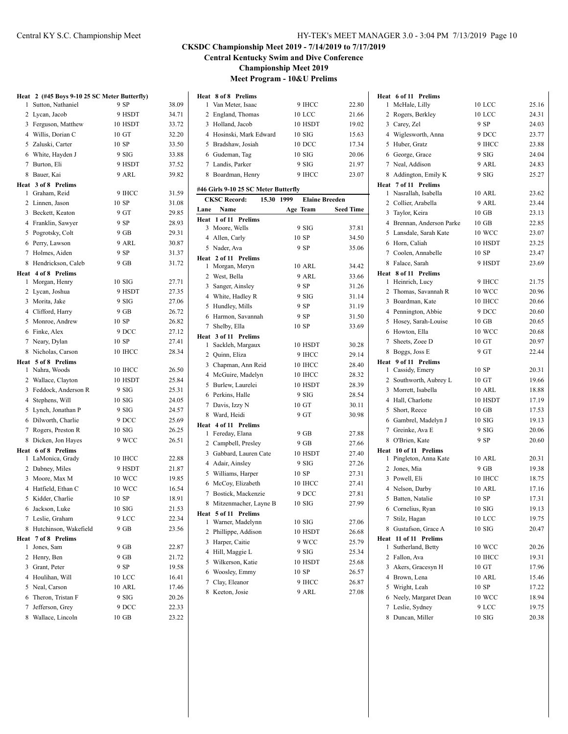# CKSDC Championship Meet 2019 - 7/14/2019 to 7/17/2019

**Central Kentucky Swim and Dive Conference**

**Championship Meet 2019**

**Meet Program - 10&U Prelims**

**Heat 2 (#45 Boys 9-10 25 SC Meter Butterfly)**

| Lane | Name | Age | Team | Seed Time |
|---|---|---|---|---|
| 1 | Sutton, Nathaniel | 9 | SP | 38.09 |
| 2 | Lycan, Jacob | 9 | HSDT | 34.71 |
| 3 | Ferguson, Matthew | 10 | HSDT | 33.72 |
| 4 | Willis, Dorian C | 10 | GT | 32.20 |
| 5 | Zaluski, Carter | 10 | SP | 33.50 |
| 6 | White, Hayden J | 9 | SIG | 33.88 |
| 7 | Burton, Eli | 9 | HSDT | 37.52 |
| 8 | Bauer, Kai | 9 | ARL | 39.82 |

**Heat 3 of 8 Prelims**

| Lane | Name | Age | Team | Seed Time |
|---|---|---|---|---|
| 1 | Graham, Reid | 9 | IHCC | 31.59 |
| 2 | Linnen, Jason | 10 | SP | 31.08 |
| 3 | Beckett, Keaton | 9 | GT | 29.85 |
| 4 | Franklin, Sawyer | 9 | SP | 28.93 |
| 5 | Pogrotsky, Colt | 9 | GB | 29.31 |
| 6 | Perry, Lawson | 9 | ARL | 30.87 |
| 7 | Holmes, Aiden | 9 | SP | 31.37 |
| 8 | Hendrickson, Caleb | 9 | GB | 31.72 |

**Heat 4 of 8 Prelims**

| Lane | Name | Age | Team | Seed Time |
|---|---|---|---|---|
| 1 | Morgan, Henry | 10 | SIG | 27.71 |
| 2 | Lycan, Joshua | 9 | HSDT | 27.35 |
| 3 | Morita, Jake | 9 | SIG | 27.06 |
| 4 | Clifford, Harry | 9 | GB | 26.72 |
| 5 | Monroe, Andrew | 10 | SP | 26.82 |
| 6 | Finke, Alex | 9 | DCC | 27.12 |
| 7 | Neary, Dylan | 10 | SP | 27.41 |
| 8 | Nicholas, Carson | 10 | IHCC | 28.34 |

**Heat 5 of 8 Prelims**

| Lane | Name | Age | Team | Seed Time |
|---|---|---|---|---|
| 1 | Nahra, Woods | 10 | IHCC | 26.50 |
| 2 | Wallace, Clayton | 10 | HSDT | 25.84 |
| 3 | Feddock, Anderson R | 9 | SIG | 25.31 |
| 4 | Stephens, Will | 10 | SIG | 24.05 |
| 5 | Lynch, Jonathan P | 9 | SIG | 24.57 |
| 6 | Dilworth, Charlie | 9 | DCC | 25.69 |
| 7 | Rogers, Preston R | 10 | SIG | 26.25 |
| 8 | Dicken, Jon Hayes | 9 | WCC | 26.51 |

**Heat 6 of 8 Prelims**

| Lane | Name | Age | Team | Seed Time |
|---|---|---|---|---|
| 1 | LaMonica, Grady | 10 | IHCC | 22.88 |
| 2 | Dabney, Miles | 9 | HSDT | 21.87 |
| 3 | Moore, Max M | 10 | WCC | 19.85 |
| 4 | Hatfield, Ethan C | 10 | WCC | 16.54 |
| 5 | Kidder, Charlie | 10 | SP | 18.91 |
| 6 | Jackson, Luke | 10 | SIG | 21.53 |
| 7 | Leslie, Graham | 9 | LCC | 22.34 |
| 8 | Hutchinson, Wakefield | 9 | GB | 23.56 |

**Heat 7 of 8 Prelims**

| Lane | Name | Age | Team | Seed Time |
|---|---|---|---|---|
| 1 | Jones, Sam | 9 | GB | 22.87 |
| 2 | Henry, Ben | 9 | GB | 21.72 |
| 3 | Grant, Peter | 9 | SP | 19.58 |
| 4 | Houlihan, Will | 10 | LCC | 16.41 |
| 5 | Neal, Carson | 10 | ARL | 17.46 |
| 6 | Theron, Tristan F | 9 | SIG | 20.26 |
| 7 | Jefferson, Grey | 9 | DCC | 22.33 |
| 8 | Wallace, Lincoln | 10 | GB | 23.22 |

**Heat 8 of 8 Prelims**

| Lane | Name | Age | Team | Seed Time |
|---|---|---|---|---|
| 1 | Van Meter, Isaac | 9 | IHCC | 22.80 |
| 2 | England, Thomas | 10 | LCC | 21.66 |
| 3 | Holland, Jacob | 10 | HSDT | 19.02 |
| 4 | Hosinski, Mark Edward | 10 | SIG | 15.63 |
| 5 | Bradshaw, Josiah | 10 | DCC | 17.34 |
| 6 | Gudeman, Tag | 10 | SIG | 20.06 |
| 7 | Landis, Parker | 9 | SIG | 21.97 |
| 8 | Boardman, Henry | 9 | IHCC | 23.07 |

## #46 Girls 9-10 25 SC Meter Butterfly

**CKSC Record: 15.30 1999 Elaine Breeden**

**Heat 1 of 11 Prelims**

| Lane | Name | Age | Team | Seed Time |
|---|---|---|---|---|
| 3 | Moore, Wells | 9 | SIG | 37.81 |
| 4 | Allen, Carly | 10 | SP | 34.50 |
| 5 | Nader, Ava | 9 | SP | 35.06 |

**Heat 2 of 11 Prelims**

| Lane | Name | Age | Team | Seed Time |
|---|---|---|---|---|
| 1 | Morgan, Meryn | 10 | ARL | 34.42 |
| 2 | West, Bella | 9 | ARL | 33.66 |
| 3 | Sanger, Ainsley | 9 | SP | 31.26 |
| 4 | White, Hadley R | 9 | SIG | 31.14 |
| 5 | Hundley, Mills | 9 | SP | 31.19 |
| 6 | Harmon, Savannah | 9 | SP | 31.50 |
| 7 | Shelby, Ella | 10 | SP | 33.69 |

**Heat 3 of 11 Prelims**

| Lane | Name | Age | Team | Seed Time |
|---|---|---|---|---|
| 1 | Sackleh, Margaux | 10 | HSDT | 30.28 |
| 2 | Quinn, Eliza | 9 | IHCC | 29.14 |
| 3 | Chapman, Ann Reid | 10 | IHCC | 28.40 |
| 4 | McGuire, Madelyn | 10 | IHCC | 28.32 |
| 5 | Burlew, Laurelei | 10 | HSDT | 28.39 |
| 6 | Perkins, Halle | 9 | SIG | 28.54 |
| 7 | Davis, Izzy N | 10 | GT | 30.11 |
| 8 | Ward, Heidi | 9 | GT | 30.98 |

**Heat 4 of 11 Prelims**

| Lane | Name | Age | Team | Seed Time |
|---|---|---|---|---|
| 1 | Fereday, Elana | 9 | GB | 27.88 |
| 2 | Campbell, Presley | 9 | GB | 27.66 |
| 3 | Gabbard, Lauren Cate | 10 | HSDT | 27.40 |
| 4 | Adair, Ainsley | 9 | SIG | 27.26 |
| 5 | Williams, Harper | 10 | SP | 27.31 |
| 6 | McCoy, Elizabeth | 10 | IHCC | 27.41 |
| 7 | Bostick, Mackenzie | 9 | DCC | 27.81 |
| 8 | Mitzenmacher, Layne B | 10 | SIG | 27.99 |

**Heat 5 of 11 Prelims**

| Lane | Name | Age | Team | Seed Time |
|---|---|---|---|---|
| 1 | Warner, Madelynn | 10 | SIG | 27.06 |
| 2 | Phillippe, Addison | 10 | HSDT | 26.68 |
| 3 | Harper, Caitie | 9 | WCC | 25.79 |
| 4 | Hill, Maggie L | 9 | SIG | 25.34 |
| 5 | Wilkerson, Katie | 10 | HSDT | 25.68 |
| 6 | Woosley, Emmy | 10 | SP | 26.57 |
| 7 | Clay, Eleanor | 9 | IHCC | 26.87 |
| 8 | Keeton, Josie | 9 | ARL | 27.08 |

**Heat 6 of 11 Prelims**

| Lane | Name | Age | Team | Seed Time |
|---|---|---|---|---|
| 1 | McHale, Lilly | 10 | LCC | 25.16 |
| 2 | Rogers, Berkley | 10 | LCC | 24.31 |
| 3 | Carey, Zel | 9 | SP | 24.03 |
| 4 | Wiglesworth, Anna | 9 | DCC | 23.77 |
| 5 | Huber, Gratz | 9 | IHCC | 23.88 |
| 6 | George, Grace | 9 | SIG | 24.04 |
| 7 | Neal, Addison | 9 | ARL | 24.83 |
| 8 | Addington, Emily K | 9 | SIG | 25.27 |

**Heat 7 of 11 Prelims**

| Lane | Name | Age | Team | Seed Time |
|---|---|---|---|---|
| 1 | Nasrallah, Isabella | 10 | ARL | 23.62 |
| 2 | Collier, Arabella | 9 | ARL | 23.44 |
| 3 | Taylor, Keira | 10 | GB | 23.13 |
| 4 | Brennan, Anderson Parke | 10 | GB | 22.85 |
| 5 | Lansdale, Sarah Kate | 10 | WCC | 23.07 |
| 6 | Horn, Caliah | 10 | HSDT | 23.25 |
| 7 | Coolen, Annabelle | 10 | SP | 23.47 |
| 8 | Falace, Sarah | 9 | HSDT | 23.69 |

**Heat 8 of 11 Prelims**

| Lane | Name | Age | Team | Seed Time |
|---|---|---|---|---|
| 1 | Heinrich, Lucy | 9 | IHCC | 21.75 |
| 2 | Thomas, Savannah R | 10 | WCC | 20.96 |
| 3 | Boardman, Kate | 10 | IHCC | 20.66 |
| 4 | Pennington, Abbie | 9 | DCC | 20.60 |
| 5 | Hosey, Sarah-Louise | 10 | GB | 20.65 |
| 6 | Howton, Ella | 10 | WCC | 20.68 |
| 7 | Sheets, Zoee D | 10 | GT | 20.97 |
| 8 | Boggs, Joss E | 9 | GT | 22.44 |

**Heat 9 of 11 Prelims**

| Lane | Name | Age | Team | Seed Time |
|---|---|---|---|---|
| 1 | Cassidy, Emery | 10 | SP | 20.31 |
| 2 | Southworth, Aubrey L | 10 | GT | 19.66 |
| 3 | Morrett, Isabella | 10 | ARL | 18.88 |
| 4 | Hall, Charlotte | 10 | HSDT | 17.19 |
| 5 | Short, Reece | 10 | GB | 17.53 |
| 6 | Gambrel, Madelyn J | 10 | SIG | 19.13 |
| 7 | Greinke, Ava E | 9 | SIG | 20.06 |
| 8 | O'Brien, Kate | 9 | SP | 20.60 |

**Heat 10 of 11 Prelims**

| Lane | Name | Age | Team | Seed Time |
|---|---|---|---|---|
| 1 | Pingleton, Anna Kate | 10 | ARL | 20.31 |
| 2 | Jones, Mia | 9 | GB | 19.38 |
| 3 | Powell, Eli | 10 | IHCC | 18.75 |
| 4 | Nelson, Darby | 10 | ARL | 17.16 |
| 5 | Batten, Natalie | 10 | SP | 17.31 |
| 6 | Cornelius, Ryan | 10 | SIG | 19.13 |
| 7 | Stilz, Hagan | 10 | LCC | 19.75 |
| 8 | Gustafson, Grace A | 10 | SIG | 20.47 |

**Heat 11 of 11 Prelims**

| Lane | Name | Age | Team | Seed Time |
|---|---|---|---|---|
| 1 | Sutherland, Betty | 10 | WCC | 20.26 |
| 2 | Fallon, Ava | 10 | IHCC | 19.31 |
| 3 | Akers, Gracesyn H | 10 | GT | 17.96 |
| 4 | Brown, Lena | 10 | ARL | 15.46 |
| 5 | Wright, Leah | 10 | SP | 17.22 |
| 6 | Neely, Margaret Dean | 10 | WCC | 18.94 |
| 7 | Leslie, Sydney | 9 | LCC | 19.75 |
| 8 | Duncan, Miller | 10 | SIG | 20.38 |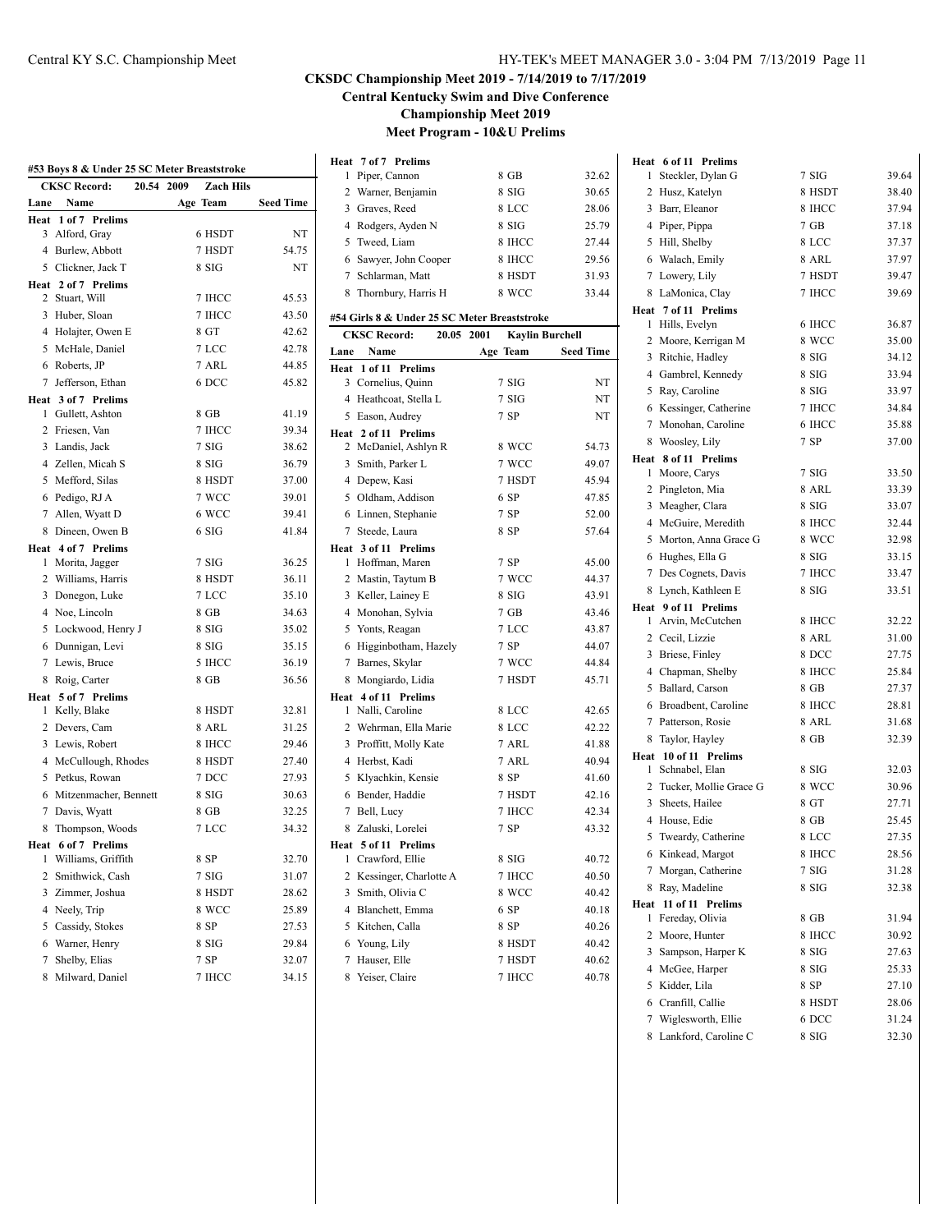## CKSDC Championship Meet 2019 - 7/14/2019 to 7/17/2019

**Central Kentucky Swim and Dive Conference**

**Championship Meet 2019**

**Meet Program - 10&U Prelims**

### #53 Boys 8 & Under 25 SC Meter Breaststroke

CKSC Record: 20.54 2009 Zach Hils

| Lane | Name | Age | Team | Seed Time |
|---|---|---|---|---|
| **Heat 1 of 7 Prelims** | | | | |
| 3 | Alford, Gray | 6 | HSDT | NT |
| 4 | Burlew, Abbott | 7 | HSDT | 54.75 |
| 5 | Clickner, Jack T | 8 | SIG | NT |
| **Heat 2 of 7 Prelims** | | | | |
| 2 | Stuart, Will | 7 | IHCC | 45.53 |
| 3 | Huber, Sloan | 7 | IHCC | 43.50 |
| 4 | Holajter, Owen E | 8 | GT | 42.62 |
| 5 | McHale, Daniel | 7 | LCC | 42.78 |
| 6 | Roberts, JP | 7 | ARL | 44.85 |
| 7 | Jefferson, Ethan | 6 | DCC | 45.82 |
| **Heat 3 of 7 Prelims** | | | | |
| 1 | Gullett, Ashton | 8 | GB | 41.19 |
| 2 | Friesen, Van | 7 | IHCC | 39.34 |
| 3 | Landis, Jack | 7 | SIG | 38.62 |
| 4 | Zellen, Micah S | 8 | SIG | 36.79 |
| 5 | Mefford, Silas | 8 | HSDT | 37.00 |
| 6 | Pedigo, RJ A | 7 | WCC | 39.01 |
| 7 | Allen, Wyatt D | 6 | WCC | 39.41 |
| 8 | Dineen, Owen B | 6 | SIG | 41.84 |
| **Heat 4 of 7 Prelims** | | | | |
| 1 | Morita, Jagger | 7 | SIG | 36.25 |
| 2 | Williams, Harris | 8 | HSDT | 36.11 |
| 3 | Donegon, Luke | 7 | LCC | 35.10 |
| 4 | Noe, Lincoln | 8 | GB | 34.63 |
| 5 | Lockwood, Henry J | 8 | SIG | 35.02 |
| 6 | Dunnigan, Levi | 8 | SIG | 35.15 |
| 7 | Lewis, Bruce | 5 | IHCC | 36.19 |
| 8 | Roig, Carter | 8 | GB | 36.56 |
| **Heat 5 of 7 Prelims** | | | | |
| 1 | Kelly, Blake | 8 | HSDT | 32.81 |
| 2 | Devers, Cam | 8 | ARL | 31.25 |
| 3 | Lewis, Robert | 8 | IHCC | 29.46 |
| 4 | McCullough, Rhodes | 8 | HSDT | 27.40 |
| 5 | Petkus, Rowan | 7 | DCC | 27.93 |
| 6 | Mitzenmacher, Bennett | 8 | SIG | 30.63 |
| 7 | Davis, Wyatt | 8 | GB | 32.25 |
| 8 | Thompson, Woods | 7 | LCC | 34.32 |
| **Heat 6 of 7 Prelims** | | | | |
| 1 | Williams, Griffith | 8 | SP | 32.70 |
| 2 | Smithwick, Cash | 7 | SIG | 31.07 |
| 3 | Zimmer, Joshua | 8 | HSDT | 28.62 |
| 4 | Neely, Trip | 8 | WCC | 25.89 |
| 5 | Cassidy, Stokes | 8 | SP | 27.53 |
| 6 | Warner, Henry | 8 | SIG | 29.84 |
| 7 | Shelby, Elias | 7 | SP | 32.07 |
| 8 | Milward, Daniel | 7 | IHCC | 34.15 |
| **Heat 7 of 7 Prelims** | | | | |
| 1 | Piper, Cannon | 8 | GB | 32.62 |
| 2 | Warner, Benjamin | 8 | SIG | 30.65 |
| 3 | Graves, Reed | 8 | LCC | 28.06 |
| 4 | Rodgers, Ayden N | 8 | SIG | 25.79 |
| 5 | Tweed, Liam | 8 | IHCC | 27.44 |
| 6 | Sawyer, John Cooper | 8 | IHCC | 29.56 |
| 7 | Schlarman, Matt | 8 | HSDT | 31.93 |
| 8 | Thornbury, Harris H | 8 | WCC | 33.44 |

### #54 Girls 8 & Under 25 SC Meter Breaststroke

CKSC Record: 20.05 2001 Kaylin Burchell

| Lane | Name | Age | Team | Seed Time |
|---|---|---|---|---|
| **Heat 1 of 11 Prelims** | | | | |
| 3 | Cornelius, Quinn | 7 | SIG | NT |
| 4 | Heathcoat, Stella L | 7 | SIG | NT |
| 5 | Eason, Audrey | 7 | SP | NT |
| **Heat 2 of 11 Prelims** | | | | |
| 2 | McDaniel, Ashlyn R | 8 | WCC | 54.73 |
| 3 | Smith, Parker L | 7 | WCC | 49.07 |
| 4 | Depew, Kasi | 7 | HSDT | 45.94 |
| 5 | Oldham, Addison | 6 | SP | 47.85 |
| 6 | Linnen, Stephanie | 7 | SP | 52.00 |
| 7 | Steede, Laura | 8 | SP | 57.64 |
| **Heat 3 of 11 Prelims** | | | | |
| 1 | Hoffman, Maren | 7 | SP | 45.00 |
| 2 | Mastin, Taytum B | 7 | WCC | 44.37 |
| 3 | Keller, Lainey E | 8 | SIG | 43.91 |
| 4 | Monohan, Sylvia | 7 | GB | 43.46 |
| 5 | Yonts, Reagan | 7 | LCC | 43.87 |
| 6 | Higginbotham, Hazely | 7 | SP | 44.07 |
| 7 | Barnes, Skylar | 7 | WCC | 44.84 |
| 8 | Mongiardo, Lidia | 7 | HSDT | 45.71 |
| **Heat 4 of 11 Prelims** | | | | |
| 1 | Nalli, Caroline | 8 | LCC | 42.65 |
| 2 | Wehrman, Ella Marie | 8 | LCC | 42.22 |
| 3 | Proffitt, Molly Kate | 7 | ARL | 41.88 |
| 4 | Herbst, Kadi | 7 | ARL | 40.94 |
| 5 | Klyachkin, Kensie | 8 | SP | 41.60 |
| 6 | Bender, Haddie | 7 | HSDT | 42.16 |
| 7 | Bell, Lucy | 7 | IHCC | 42.34 |
| 8 | Zaluski, Lorelei | 7 | SP | 43.32 |
| **Heat 5 of 11 Prelims** | | | | |
| 1 | Crawford, Ellie | 8 | SIG | 40.72 |
| 2 | Kessinger, Charlotte A | 7 | IHCC | 40.50 |
| 3 | Smith, Olivia C | 8 | WCC | 40.42 |
| 4 | Blanchett, Emma | 6 | SP | 40.18 |
| 5 | Kitchen, Calla | 8 | SP | 40.26 |
| 6 | Young, Lily | 8 | HSDT | 40.42 |
| 7 | Hauser, Elle | 7 | HSDT | 40.62 |
| 8 | Yeiser, Claire | 7 | IHCC | 40.78 |
| **Heat 6 of 11 Prelims** | | | | |
| 1 | Steckler, Dylan G | 7 | SIG | 39.64 |
| 2 | Husz, Katelyn | 8 | HSDT | 38.40 |
| 3 | Barr, Eleanor | 8 | IHCC | 37.94 |
| 4 | Piper, Pippa | 7 | GB | 37.18 |
| 5 | Hill, Shelby | 8 | LCC | 37.37 |
| 6 | Walach, Emily | 8 | ARL | 37.97 |
| 7 | Lowery, Lily | 7 | HSDT | 39.47 |
| 8 | LaMonica, Clay | 7 | IHCC | 39.69 |
| **Heat 7 of 11 Prelims** | | | | |
| 1 | Hills, Evelyn | 6 | IHCC | 36.87 |
| 2 | Moore, Kerrigan M | 8 | WCC | 35.00 |
| 3 | Ritchie, Hadley | 8 | SIG | 34.12 |
| 4 | Gambrel, Kennedy | 8 | SIG | 33.94 |
| 5 | Ray, Caroline | 8 | SIG | 33.97 |
| 6 | Kessinger, Catherine | 7 | IHCC | 34.84 |
| 7 | Monohan, Caroline | 6 | IHCC | 35.88 |
| 8 | Woosley, Lily | 7 | SP | 37.00 |
| **Heat 8 of 11 Prelims** | | | | |
| 1 | Moore, Carys | 7 | SIG | 33.50 |
| 2 | Pingleton, Mia | 8 | ARL | 33.39 |
| 3 | Meagher, Clara | 8 | SIG | 33.07 |
| 4 | McGuire, Meredith | 8 | IHCC | 32.44 |
| 5 | Morton, Anna Grace G | 8 | WCC | 32.98 |
| 6 | Hughes, Ella G | 8 | SIG | 33.15 |
| 7 | Des Cognets, Davis | 7 | IHCC | 33.47 |
| 8 | Lynch, Kathleen E | 8 | SIG | 33.51 |
| **Heat 9 of 11 Prelims** | | | | |
| 1 | Arvin, McCutchen | 8 | IHCC | 32.22 |
| 2 | Cecil, Lizzie | 8 | ARL | 31.00 |
| 3 | Briese, Finley | 8 | DCC | 27.75 |
| 4 | Chapman, Shelby | 8 | IHCC | 25.84 |
| 5 | Ballard, Carson | 8 | GB | 27.37 |
| 6 | Broadbent, Caroline | 8 | IHCC | 28.81 |
| 7 | Patterson, Rosie | 8 | ARL | 31.68 |
| 8 | Taylor, Hayley | 8 | GB | 32.39 |
| **Heat 10 of 11 Prelims** | | | | |
| 1 | Schnabel, Elan | 8 | SIG | 32.03 |
| 2 | Tucker, Mollie Grace G | 8 | WCC | 30.96 |
| 3 | Sheets, Hailee | 8 | GT | 27.71 |
| 4 | House, Edie | 8 | GB | 25.45 |
| 5 | Tweardy, Catherine | 8 | LCC | 27.35 |
| 6 | Kinkead, Margot | 8 | IHCC | 28.56 |
| 7 | Morgan, Catherine | 7 | SIG | 31.28 |
| 8 | Ray, Madeline | 8 | SIG | 32.38 |
| **Heat 11 of 11 Prelims** | | | | |
| 1 | Fereday, Olivia | 8 | GB | 31.94 |
| 2 | Moore, Hunter | 8 | IHCC | 30.92 |
| 3 | Sampson, Harper K | 8 | SIG | 27.63 |
| 4 | McGee, Harper | 8 | SIG | 25.33 |
| 5 | Kidder, Lila | 8 | SP | 27.10 |
| 6 | Cranfill, Callie | 8 | HSDT | 28.06 |
| 7 | Wiglesworth, Ellie | 6 | DCC | 31.24 |
| 8 | Lankford, Caroline C | 8 | SIG | 32.30 |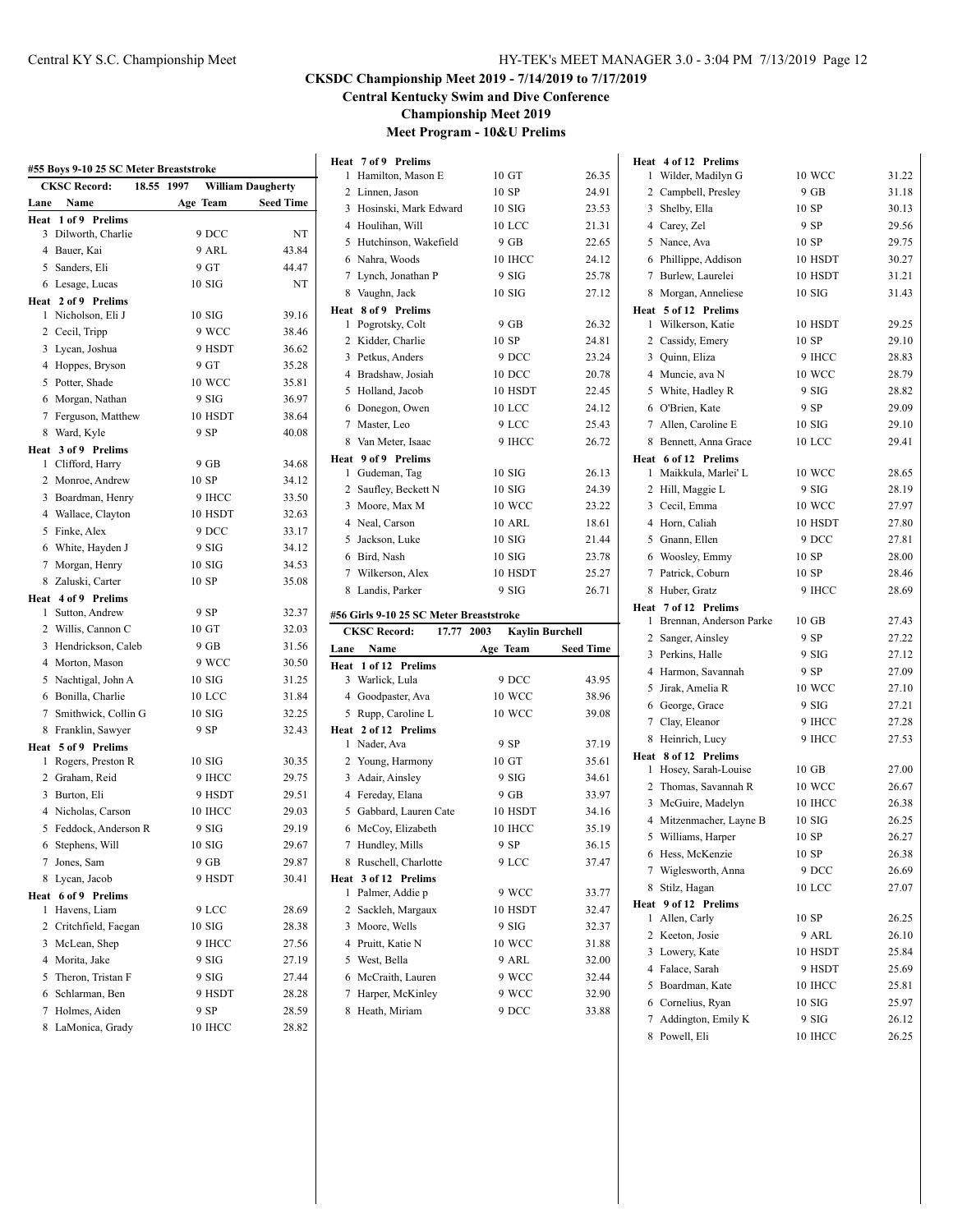# CKSDC Championship Meet 2019 - 7/14/2019 to 7/17/2019

**Central Kentucky Swim and Dive Conference**

**Championship Meet 2019**

**Meet Program - 10&U Prelims**

### #55 Boys 9-10 25 SC Meter Breaststroke

CKSC Record: 18.55 1997 William Daugherty

| Lane | Name | Age | Team | Seed Time |
|---|---|---|---|---|
| **Heat 1 of 9 Prelims** | | | | |
| 3 | Dilworth, Charlie | 9 | DCC | NT |
| 4 | Bauer, Kai | 9 | ARL | 43.84 |
| 5 | Sanders, Eli | 9 | GT | 44.47 |
| 6 | Lesage, Lucas | 10 | SIG | NT |
| **Heat 2 of 9 Prelims** | | | | |
| 1 | Nicholson, Eli J | 10 | SIG | 39.16 |
| 2 | Cecil, Tripp | 9 | WCC | 38.46 |
| 3 | Lycan, Joshua | 9 | HSDT | 36.62 |
| 4 | Hoppes, Bryson | 9 | GT | 35.28 |
| 5 | Potter, Shade | 10 | WCC | 35.81 |
| 6 | Morgan, Nathan | 9 | SIG | 36.97 |
| 7 | Ferguson, Matthew | 10 | HSDT | 38.64 |
| 8 | Ward, Kyle | 9 | SP | 40.08 |
| **Heat 3 of 9 Prelims** | | | | |
| 1 | Clifford, Harry | 9 | GB | 34.68 |
| 2 | Monroe, Andrew | 10 | SP | 34.12 |
| 3 | Boardman, Henry | 9 | IHCC | 33.50 |
| 4 | Wallace, Clayton | 10 | HSDT | 32.63 |
| 5 | Finke, Alex | 9 | DCC | 33.17 |
| 6 | White, Hayden J | 9 | SIG | 34.12 |
| 7 | Morgan, Henry | 10 | SIG | 34.53 |
| 8 | Zaluski, Carter | 10 | SP | 35.08 |
| **Heat 4 of 9 Prelims** | | | | |
| 1 | Sutton, Andrew | 9 | SP | 32.37 |
| 2 | Willis, Cannon C | 10 | GT | 32.03 |
| 3 | Hendrickson, Caleb | 9 | GB | 31.56 |
| 4 | Morton, Mason | 9 | WCC | 30.50 |
| 5 | Nachtigal, John A | 10 | SIG | 31.25 |
| 6 | Bonilla, Charlie | 10 | LCC | 31.84 |
| 7 | Smithwick, Collin G | 10 | SIG | 32.25 |
| 8 | Franklin, Sawyer | 9 | SP | 32.43 |
| **Heat 5 of 9 Prelims** | | | | |
| 1 | Rogers, Preston R | 10 | SIG | 30.35 |
| 2 | Graham, Reid | 9 | IHCC | 29.75 |
| 3 | Burton, Eli | 9 | HSDT | 29.51 |
| 4 | Nicholas, Carson | 10 | IHCC | 29.03 |
| 5 | Feddock, Anderson R | 9 | SIG | 29.19 |
| 6 | Stephens, Will | 10 | SIG | 29.67 |
| 7 | Jones, Sam | 9 | GB | 29.87 |
| 8 | Lycan, Jacob | 9 | HSDT | 30.41 |
| **Heat 6 of 9 Prelims** | | | | |
| 1 | Havens, Liam | 9 | LCC | 28.69 |
| 2 | Critchfield, Faegan | 10 | SIG | 28.38 |
| 3 | McLean, Shep | 9 | IHCC | 27.56 |
| 4 | Morita, Jake | 9 | SIG | 27.19 |
| 5 | Theron, Tristan F | 9 | SIG | 27.44 |
| 6 | Schlarman, Ben | 9 | HSDT | 28.28 |
| 7 | Holmes, Aiden | 9 | SP | 28.59 |
| 8 | LaMonica, Grady | 10 | IHCC | 28.82 |
| **Heat 7 of 9 Prelims** | | | | |
| 1 | Hamilton, Mason E | 10 | GT | 26.35 |
| 2 | Linnen, Jason | 10 | SP | 24.91 |
| 3 | Hosinski, Mark Edward | 10 | SIG | 23.53 |
| 4 | Houlihan, Will | 10 | LCC | 21.31 |
| 5 | Hutchinson, Wakefield | 9 | GB | 22.65 |
| 6 | Nahra, Woods | 10 | IHCC | 24.12 |
| 7 | Lynch, Jonathan P | 9 | SIG | 25.78 |
| 8 | Vaughn, Jack | 10 | SIG | 27.12 |
| **Heat 8 of 9 Prelims** | | | | |
| 1 | Pogrotsky, Colt | 9 | GB | 26.32 |
| 2 | Kidder, Charlie | 10 | SP | 24.81 |
| 3 | Petkus, Anders | 9 | DCC | 23.24 |
| 4 | Bradshaw, Josiah | 10 | DCC | 20.78 |
| 5 | Holland, Jacob | 10 | HSDT | 22.45 |
| 6 | Donegon, Owen | 10 | LCC | 24.12 |
| 7 | Master, Leo | 9 | LCC | 25.43 |
| 8 | Van Meter, Isaac | 9 | IHCC | 26.72 |
| **Heat 9 of 9 Prelims** | | | | |
| 1 | Gudeman, Tag | 10 | SIG | 26.13 |
| 2 | Saufley, Beckett N | 10 | SIG | 24.39 |
| 3 | Moore, Max M | 10 | WCC | 23.22 |
| 4 | Neal, Carson | 10 | ARL | 18.61 |
| 5 | Jackson, Luke | 10 | SIG | 21.44 |
| 6 | Bird, Nash | 10 | SIG | 23.78 |
| 7 | Wilkerson, Alex | 10 | HSDT | 25.27 |
| 8 | Landis, Parker | 9 | SIG | 26.71 |

### #56 Girls 9-10 25 SC Meter Breaststroke

CKSC Record: 17.77 2003 Kaylin Burchell

| Lane | Name | Age | Team | Seed Time |
|---|---|---|---|---|
| **Heat 1 of 12 Prelims** | | | | |
| 3 | Warlick, Lula | 9 | DCC | 43.95 |
| 4 | Goodpaster, Ava | 10 | WCC | 38.96 |
| 5 | Rupp, Caroline L | 10 | WCC | 39.08 |
| **Heat 2 of 12 Prelims** | | | | |
| 1 | Nader, Ava | 9 | SP | 37.19 |
| 2 | Young, Harmony | 10 | GT | 35.61 |
| 3 | Adair, Ainsley | 9 | SIG | 34.61 |
| 4 | Fereday, Elana | 9 | GB | 33.97 |
| 5 | Gabbard, Lauren Cate | 10 | HSDT | 34.16 |
| 6 | McCoy, Elizabeth | 10 | IHCC | 35.19 |
| 7 | Hundley, Mills | 9 | SP | 36.15 |
| 8 | Ruschell, Charlotte | 9 | LCC | 37.47 |
| **Heat 3 of 12 Prelims** | | | | |
| 1 | Palmer, Addie p | 9 | WCC | 33.77 |
| 2 | Sackleh, Margaux | 10 | HSDT | 32.47 |
| 3 | Moore, Wells | 9 | SIG | 32.37 |
| 4 | Pruitt, Katie N | 10 | WCC | 31.88 |
| 5 | West, Bella | 9 | ARL | 32.00 |
| 6 | McCraith, Lauren | 9 | WCC | 32.44 |
| 7 | Harper, McKinley | 9 | WCC | 32.90 |
| 8 | Heath, Miriam | 9 | DCC | 33.88 |
| **Heat 4 of 12 Prelims** | | | | |
| 1 | Wilder, Madilyn G | 10 | WCC | 31.22 |
| 2 | Campbell, Presley | 9 | GB | 31.18 |
| 3 | Shelby, Ella | 10 | SP | 30.13 |
| 4 | Carey, Zel | 9 | SP | 29.56 |
| 5 | Nance, Ava | 10 | SP | 29.75 |
| 6 | Phillippe, Addison | 10 | HSDT | 30.27 |
| 7 | Burlew, Laurelei | 10 | HSDT | 31.21 |
| 8 | Morgan, Anneliese | 10 | SIG | 31.43 |
| **Heat 5 of 12 Prelims** | | | | |
| 1 | Wilkerson, Katie | 10 | HSDT | 29.25 |
| 2 | Cassidy, Emery | 10 | SP | 29.10 |
| 3 | Quinn, Eliza | 9 | IHCC | 28.83 |
| 4 | Muncie, ava N | 10 | WCC | 28.79 |
| 5 | White, Hadley R | 9 | SIG | 28.82 |
| 6 | O'Brien, Kate | 9 | SP | 29.09 |
| 7 | Allen, Caroline E | 10 | SIG | 29.10 |
| 8 | Bennett, Anna Grace | 10 | LCC | 29.41 |
| **Heat 6 of 12 Prelims** | | | | |
| 1 | Maikkula, Marlei' L | 10 | WCC | 28.65 |
| 2 | Hill, Maggie L | 9 | SIG | 28.19 |
| 3 | Cecil, Emma | 10 | WCC | 27.97 |
| 4 | Horn, Caliah | 10 | HSDT | 27.80 |
| 5 | Gnann, Ellen | 9 | DCC | 27.81 |
| 6 | Woosley, Emmy | 10 | SP | 28.00 |
| 7 | Patrick, Coburn | 10 | SP | 28.46 |
| 8 | Huber, Gratz | 9 | IHCC | 28.69 |
| **Heat 7 of 12 Prelims** | | | | |
| 1 | Brennan, Anderson Parke | 10 | GB | 27.43 |
| 2 | Sanger, Ainsley | 9 | SP | 27.22 |
| 3 | Perkins, Halle | 9 | SIG | 27.12 |
| 4 | Harmon, Savannah | 9 | SP | 27.09 |
| 5 | Jirak, Amelia R | 10 | WCC | 27.10 |
| 6 | George, Grace | 9 | SIG | 27.21 |
| 7 | Clay, Eleanor | 9 | IHCC | 27.28 |
| 8 | Heinrich, Lucy | 9 | IHCC | 27.53 |
| **Heat 8 of 12 Prelims** | | | | |
| 1 | Hosey, Sarah-Louise | 10 | GB | 27.00 |
| 2 | Thomas, Savannah R | 10 | WCC | 26.67 |
| 3 | McGuire, Madelyn | 10 | IHCC | 26.38 |
| 4 | Mitzenmacher, Layne B | 10 | SIG | 26.25 |
| 5 | Williams, Harper | 10 | SP | 26.27 |
| 6 | Hess, McKenzie | 10 | SP | 26.38 |
| 7 | Wiglesworth, Anna | 9 | DCC | 26.69 |
| 8 | Stilz, Hagan | 10 | LCC | 27.07 |
| **Heat 9 of 12 Prelims** | | | | |
| 1 | Allen, Carly | 10 | SP | 26.25 |
| 2 | Keeton, Josie | 9 | ARL | 26.10 |
| 3 | Lowery, Kate | 10 | HSDT | 25.84 |
| 4 | Falace, Sarah | 9 | HSDT | 25.69 |
| 5 | Boardman, Kate | 10 | IHCC | 25.81 |
| 6 | Cornelius, Ryan | 10 | SIG | 25.97 |
| 7 | Addington, Emily K | 9 | SIG | 26.12 |
| 8 | Powell, Eli | 10 | IHCC | 26.25 |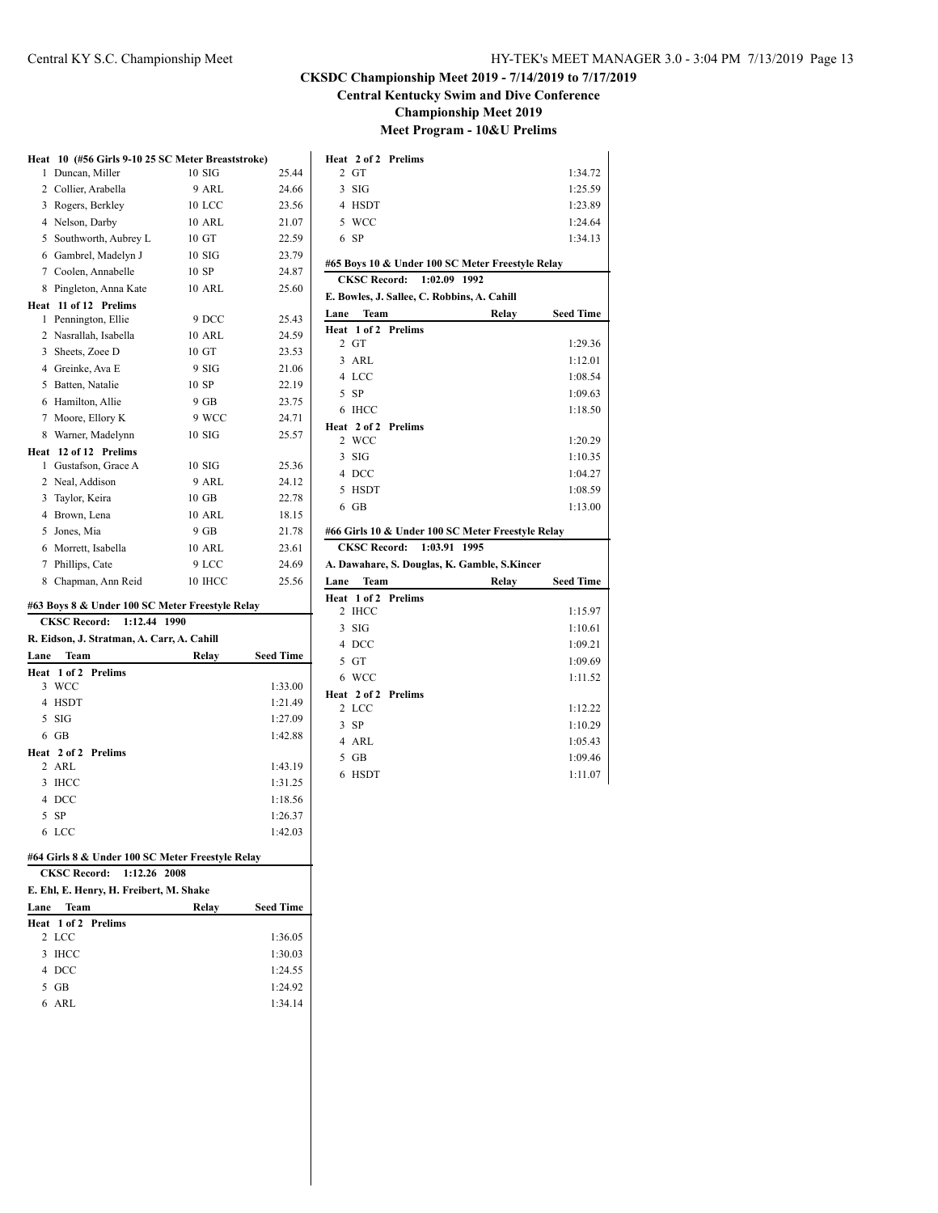# CKSDC Championship Meet 2019 - 7/14/2019 to 7/17/2019

## Central Kentucky Swim and Dive Conference

## Championship Meet 2019

## Meet Program - 10&U Prelims

**Heat 10 (#56 Girls 9-10 25 SC Meter Breaststroke)**

| | | | |
|---|---|---|---|
| 1 | Duncan, Miller | 10 SIG | 25.44 |
| 2 | Collier, Arabella | 9 ARL | 24.66 |
| 3 | Rogers, Berkley | 10 LCC | 23.56 |
| 4 | Nelson, Darby | 10 ARL | 21.07 |
| 5 | Southworth, Aubrey L | 10 GT | 22.59 |
| 6 | Gambrel, Madelyn J | 10 SIG | 23.79 |
| 7 | Coolen, Annabelle | 10 SP | 24.87 |
| 8 | Pingleton, Anna Kate | 10 ARL | 25.60 |

**Heat 11 of 12 Prelims**

| | | | |
|---|---|---|---|
| 1 | Pennington, Ellie | 9 DCC | 25.43 |
| 2 | Nasrallah, Isabella | 10 ARL | 24.59 |
| 3 | Sheets, Zoee D | 10 GT | 23.53 |
| 4 | Greinke, Ava E | 9 SIG | 21.06 |
| 5 | Batten, Natalie | 10 SP | 22.19 |
| 6 | Hamilton, Allie | 9 GB | 23.75 |
| 7 | Moore, Ellory K | 9 WCC | 24.71 |
| 8 | Warner, Madelynn | 10 SIG | 25.57 |

**Heat 12 of 12 Prelims**

| | | | |
|---|---|---|---|
| 1 | Gustafson, Grace A | 10 SIG | 25.36 |
| 2 | Neal, Addison | 9 ARL | 24.12 |
| 3 | Taylor, Keira | 10 GB | 22.78 |
| 4 | Brown, Lena | 10 ARL | 18.15 |
| 5 | Jones, Mia | 9 GB | 21.78 |
| 6 | Morrett, Isabella | 10 ARL | 23.61 |
| 7 | Phillips, Cate | 9 LCC | 24.69 |
| 8 | Chapman, Ann Reid | 10 IHCC | 25.56 |

### #63 Boys 8 & Under 100 SC Meter Freestyle Relay

**CKSC Record: 1:12.44 1990**

**R. Eidson, J. Stratman, A. Carr, A. Cahill**

| Lane | Team | Relay | Seed Time |
|---|---|---|---|
| **Heat 1 of 2 Prelims** | | | |
| 3 | WCC | | 1:33.00 |
| 4 | HSDT | | 1:21.49 |
| 5 | SIG | | 1:27.09 |
| 6 | GB | | 1:42.88 |
| **Heat 2 of 2 Prelims** | | | |
| 2 | ARL | | 1:43.19 |
| 3 | IHCC | | 1:31.25 |
| 4 | DCC | | 1:18.56 |
| 5 | SP | | 1:26.37 |
| 6 | LCC | | 1:42.03 |

### #64 Girls 8 & Under 100 SC Meter Freestyle Relay

**CKSC Record: 1:12.26 2008**

**E. Ehl, E. Henry, H. Freibert, M. Shake**

| Lane | Team | Relay | Seed Time |
|---|---|---|---|
| **Heat 1 of 2 Prelims** | | | |
| 2 | LCC | | 1:36.05 |
| 3 | IHCC | | 1:30.03 |
| 4 | DCC | | 1:24.55 |
| 5 | GB | | 1:24.92 |
| 6 | ARL | | 1:34.14 |
| **Heat 2 of 2 Prelims** | | | |
| 2 | GT | | 1:34.72 |
| 3 | SIG | | 1:25.59 |
| 4 | HSDT | | 1:23.89 |
| 5 | WCC | | 1:24.64 |
| 6 | SP | | 1:34.13 |

### #65 Boys 10 & Under 100 SC Meter Freestyle Relay

**CKSC Record: 1:02.09 1992**

**E. Bowles, J. Sallee, C. Robbins, A. Cahill**

| Lane | Team | Relay | Seed Time |
|---|---|---|---|
| **Heat 1 of 2 Prelims** | | | |
| 2 | GT | | 1:29.36 |
| 3 | ARL | | 1:12.01 |
| 4 | LCC | | 1:08.54 |
| 5 | SP | | 1:09.63 |
| 6 | IHCC | | 1:18.50 |
| **Heat 2 of 2 Prelims** | | | |
| 2 | WCC | | 1:20.29 |
| 3 | SIG | | 1:10.35 |
| 4 | DCC | | 1:04.27 |
| 5 | HSDT | | 1:08.59 |
| 6 | GB | | 1:13.00 |

### #66 Girls 10 & Under 100 SC Meter Freestyle Relay

**CKSC Record: 1:03.91 1995**

**A. Dawahare, S. Douglas, K. Gamble, S.Kincer**

| Lane | Team | Relay | Seed Time |
|---|---|---|---|
| **Heat 1 of 2 Prelims** | | | |
| 2 | IHCC | | 1:15.97 |
| 3 | SIG | | 1:10.61 |
| 4 | DCC | | 1:09.21 |
| 5 | GT | | 1:09.69 |
| 6 | WCC | | 1:11.52 |
| **Heat 2 of 2 Prelims** | | | |
| 2 | LCC | | 1:12.22 |
| 3 | SP | | 1:10.29 |
| 4 | ARL | | 1:05.43 |
| 5 | GB | | 1:09.46 |
| 6 | HSDT | | 1:11.07 |